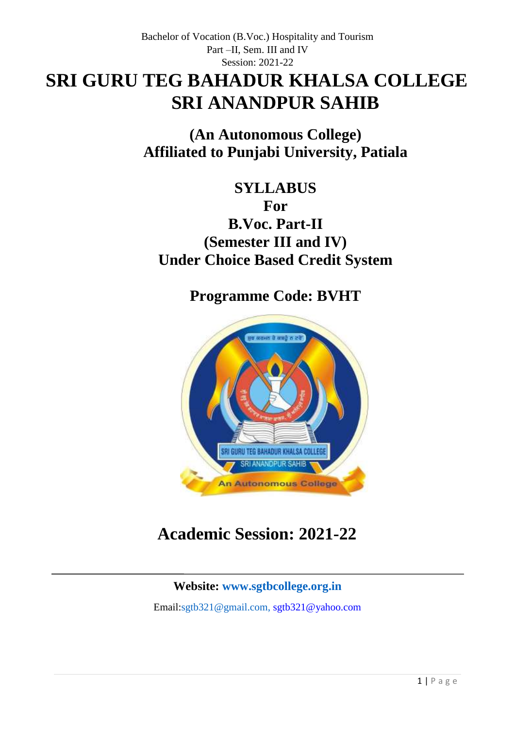Bachelor of Vocation (B.Voc.) Hospitality and Tourism
Part –II, Sem. III and IV
Session: 2021-22

# SRI GURU TEG BAHADUR KHALSA COLLEGE SRI ANANDPUR SAHIB

## (An Autonomous College)
## Affiliated to Punjabi University, Patiala

## SYLLABUS
## For
## B.Voc. Part-II
## (Semester III and IV)
## Under Choice Based Credit System

## Programme Code: BVHT

# Academic Session: 2021-22

---

**Website:** www.sgtbcollege.org.in

Email:sgtb321@gmail.com, sgtb321@yahoo.com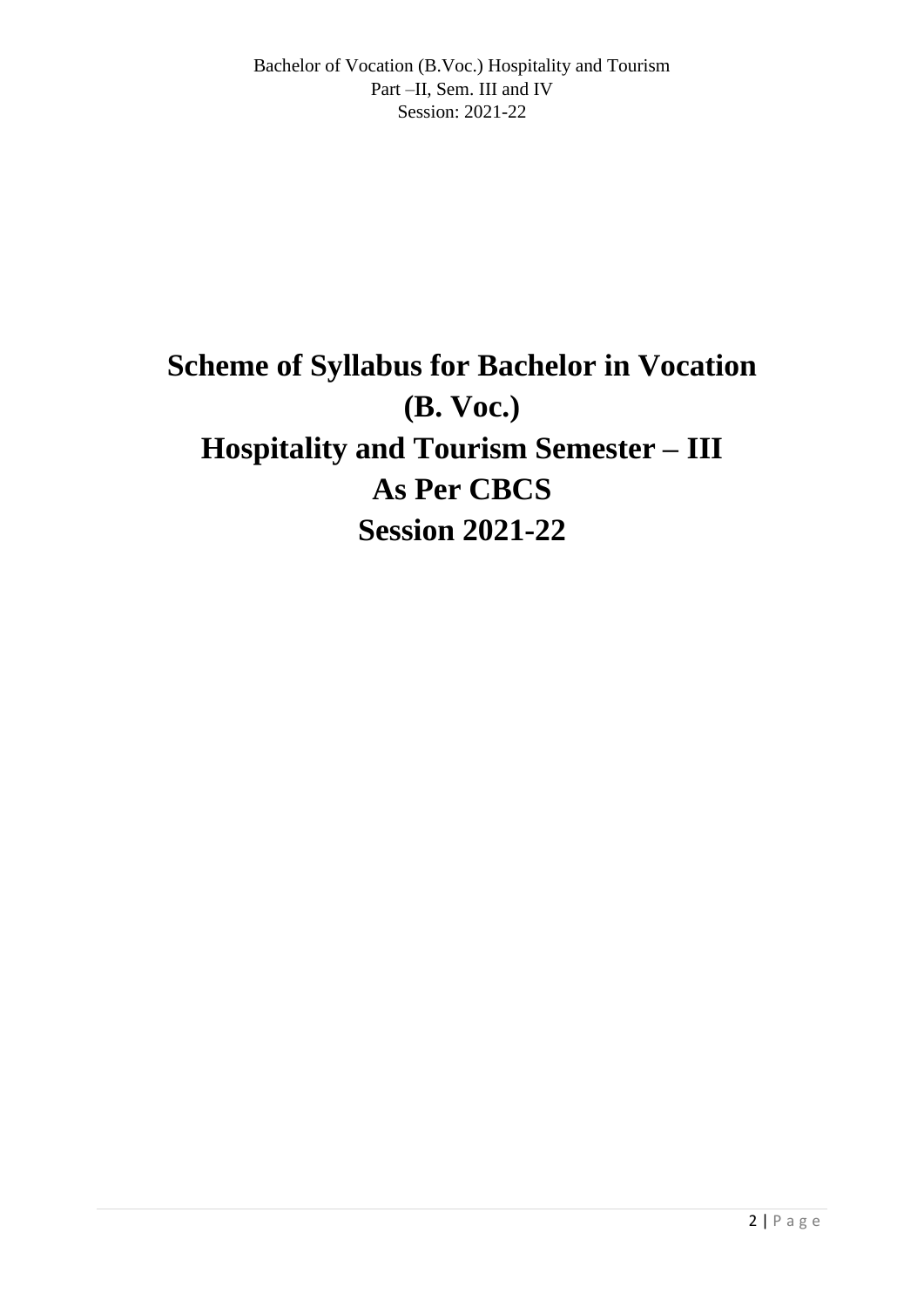# Scheme of Syllabus for Bachelor in Vocation (B. Voc.) Hospitality and Tourism Semester – III As Per CBCS Session 2021-22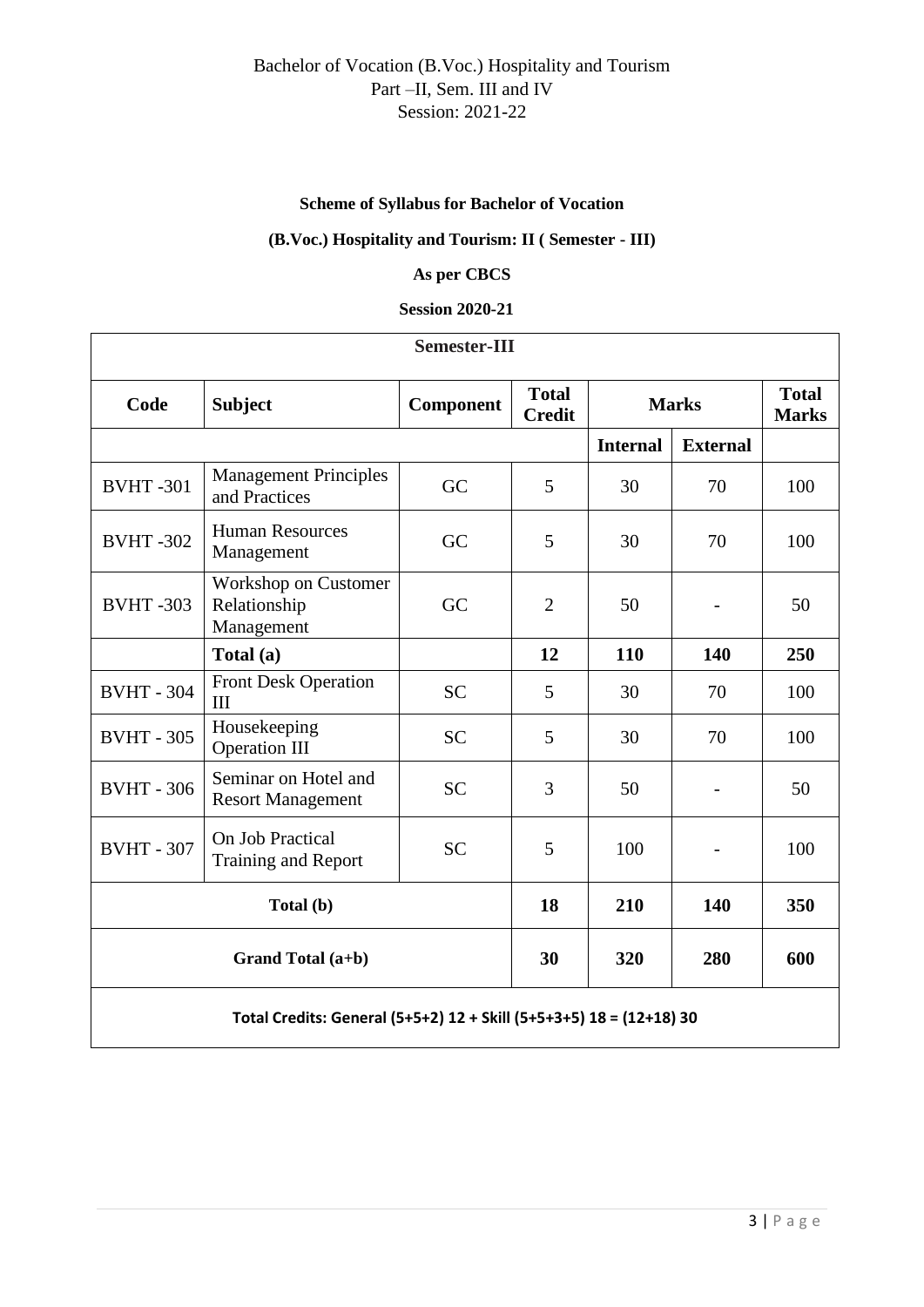Bachelor of Vocation (B.Voc.) Hospitality and Tourism
Part –II, Sem. III and IV
Session: 2021-22

**Scheme of Syllabus for Bachelor of Vocation**

**(B.Voc.) Hospitality and Tourism: II ( Semester - III)**

**As per CBCS**

**Session 2020-21**

| **Semester-III** | | | | | | |
|---|---|---|---|---|---|---|
| **Code** | **Subject** | **Component** | **Total Credit** | **Marks** | | **Total Marks** |
| | | | | **Internal** | **External** | |
| BVHT -301 | Management Principles and Practices | GC | 5 | 30 | 70 | 100 |
| BVHT -302 | Human Resources Management | GC | 5 | 30 | 70 | 100 |
| BVHT -303 | Workshop on Customer Relationship Management | GC | 2 | 50 | - | 50 |
| | **Total (a)** | | **12** | **110** | **140** | **250** |
| BVHT - 304 | Front Desk Operation III | SC | 5 | 30 | 70 | 100 |
| BVHT - 305 | Housekeeping Operation III | SC | 5 | 30 | 70 | 100 |
| BVHT - 306 | Seminar on Hotel and Resort Management | SC | 3 | 50 | - | 50 |
| BVHT - 307 | On Job Practical Training and Report | SC | 5 | 100 | - | 100 |
| **Total (b)** | | | **18** | **210** | **140** | **350** |
| **Grand Total (a+b)** | | | **30** | **320** | **280** | **600** |
| **Total Credits: General (5+5+2) 12 + Skill (5+5+3+5) 18 = (12+18) 30** | | | | | | |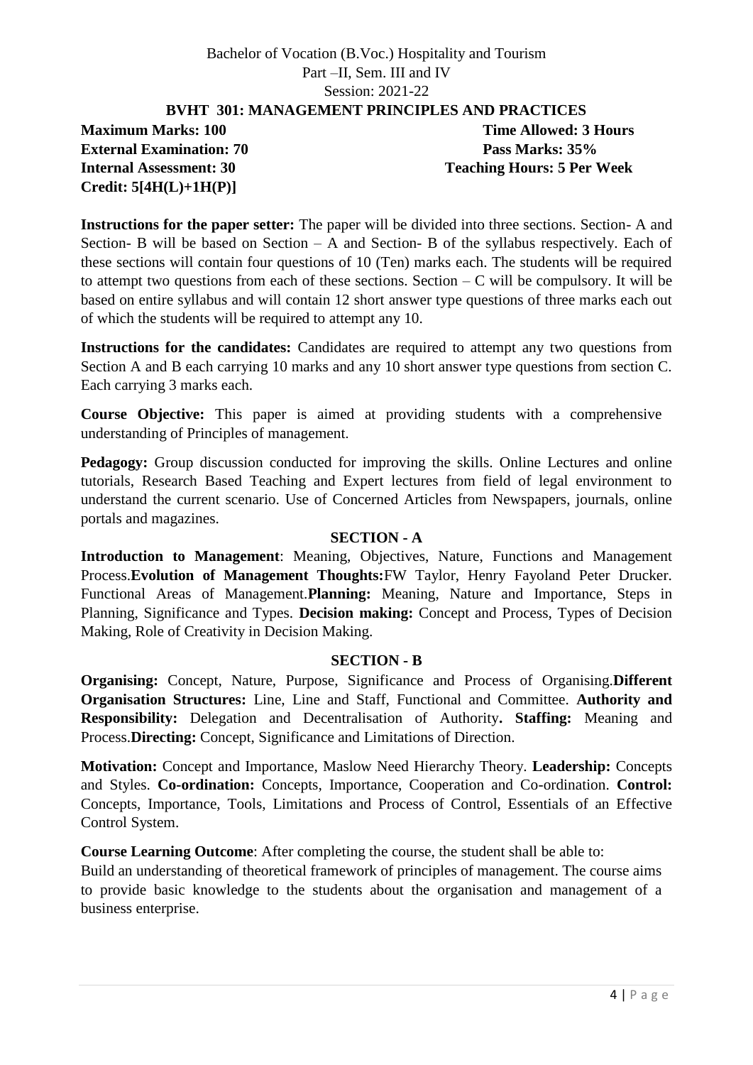Bachelor of Vocation (B.Voc.) Hospitality and Tourism
Part –II, Sem. III and IV
Session: 2021-22

## BVHT 301: MANAGEMENT PRINCIPLES AND PRACTICES

**Maximum Marks: 100** | **Time Allowed: 3 Hours**
**External Examination: 70** | **Pass Marks: 35%**
**Internal Assessment: 30** | **Teaching Hours: 5 Per Week**
**Credit: 5[4H(L)+1H(P)]**

**Instructions for the paper setter:** The paper will be divided into three sections. Section- A and Section- B will be based on Section – A and Section- B of the syllabus respectively. Each of these sections will contain four questions of 10 (Ten) marks each. The students will be required to attempt two questions from each of these sections. Section – C will be compulsory. It will be based on entire syllabus and will contain 12 short answer type questions of three marks each out of which the students will be required to attempt any 10.

**Instructions for the candidates:** Candidates are required to attempt any two questions from Section A and B each carrying 10 marks and any 10 short answer type questions from section C. Each carrying 3 marks each.

**Course Objective:** This paper is aimed at providing students with a comprehensive understanding of Principles of management.

**Pedagogy:** Group discussion conducted for improving the skills. Online Lectures and online tutorials, Research Based Teaching and Expert lectures from field of legal environment to understand the current scenario. Use of Concerned Articles from Newspapers, journals, online portals and magazines.

### SECTION - A

**Introduction to Management**: Meaning, Objectives, Nature, Functions and Management Process.**Evolution of Management Thoughts:**FW Taylor, Henry Fayoland Peter Drucker. Functional Areas of Management.**Planning:** Meaning, Nature and Importance, Steps in Planning, Significance and Types. **Decision making:** Concept and Process, Types of Decision Making, Role of Creativity in Decision Making.

### SECTION - B

**Organising:** Concept, Nature, Purpose, Significance and Process of Organising.**Different Organisation Structures:** Line, Line and Staff, Functional and Committee. **Authority and Responsibility:** Delegation and Decentralisation of Authority**. Staffing:** Meaning and Process.**Directing:** Concept, Significance and Limitations of Direction.

**Motivation:** Concept and Importance, Maslow Need Hierarchy Theory. **Leadership:** Concepts and Styles. **Co-ordination:** Concepts, Importance, Cooperation and Co-ordination. **Control:** Concepts, Importance, Tools, Limitations and Process of Control, Essentials of an Effective Control System.

**Course Learning Outcome**: After completing the course, the student shall be able to:
Build an understanding of theoretical framework of principles of management. The course aims to provide basic knowledge to the students about the organisation and management of a business enterprise.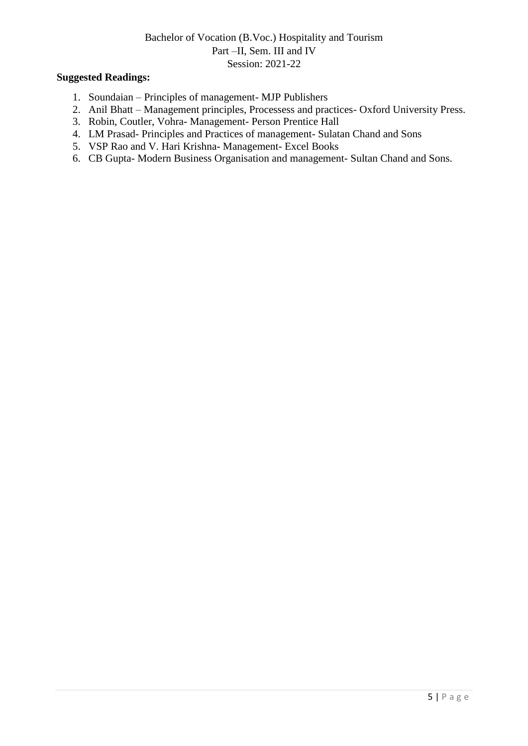**Suggested Readings:**

1. Soundaian – Principles of management- MJP Publishers
2. Anil Bhatt – Management principles, Processess and practices- Oxford University Press.
3. Robin, Coutler, Vohra- Management- Person Prentice Hall
4. LM Prasad- Principles and Practices of management- Sulatan Chand and Sons
5. VSP Rao and V. Hari Krishna- Management- Excel Books
6. CB Gupta- Modern Business Organisation and management- Sultan Chand and Sons.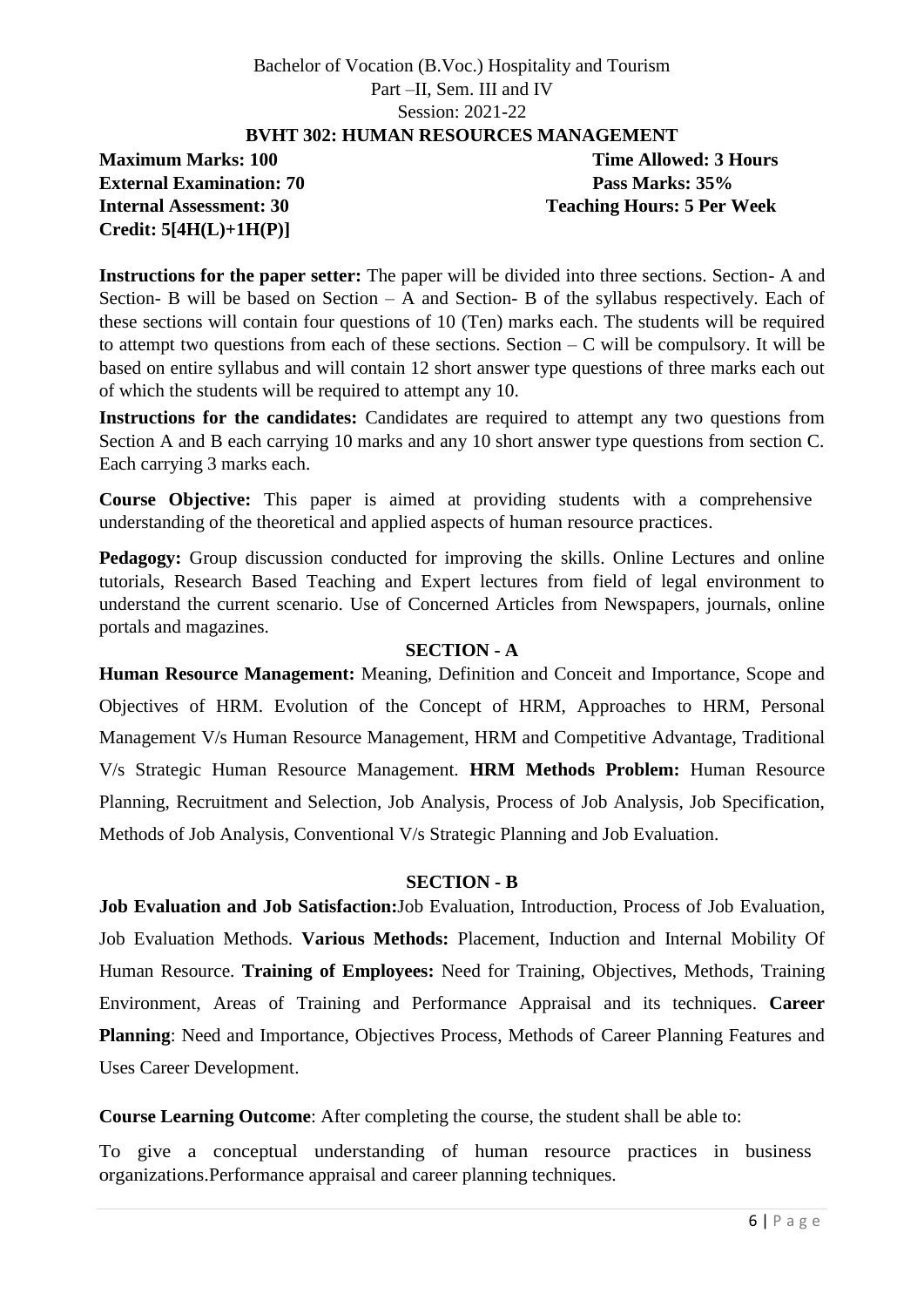Bachelor of Vocation (B.Voc.) Hospitality and Tourism
Part –II, Sem. III and IV
Session: 2021-22

## BVHT 302: HUMAN RESOURCES MANAGEMENT

**Maximum Marks: 100** **Time Allowed: 3 Hours**
**External Examination: 70** **Pass Marks: 35%**
**Internal Assessment: 30** **Teaching Hours: 5 Per Week**
**Credit: 5[4H(L)+1H(P)]**

**Instructions for the paper setter:** The paper will be divided into three sections. Section- A and Section- B will be based on Section – A and Section- B of the syllabus respectively. Each of these sections will contain four questions of 10 (Ten) marks each. The students will be required to attempt two questions from each of these sections. Section – C will be compulsory. It will be based on entire syllabus and will contain 12 short answer type questions of three marks each out of which the students will be required to attempt any 10.

**Instructions for the candidates:** Candidates are required to attempt any two questions from Section A and B each carrying 10 marks and any 10 short answer type questions from section C. Each carrying 3 marks each.

**Course Objective:** This paper is aimed at providing students with a comprehensive understanding of the theoretical and applied aspects of human resource practices.

**Pedagogy:** Group discussion conducted for improving the skills. Online Lectures and online tutorials, Research Based Teaching and Expert lectures from field of legal environment to understand the current scenario. Use of Concerned Articles from Newspapers, journals, online portals and magazines.

### SECTION - A

**Human Resource Management:** Meaning, Definition and Conceit and Importance, Scope and Objectives of HRM. Evolution of the Concept of HRM, Approaches to HRM, Personal Management V/s Human Resource Management, HRM and Competitive Advantage, Traditional V/s Strategic Human Resource Management. **HRM Methods Problem:** Human Resource Planning, Recruitment and Selection, Job Analysis, Process of Job Analysis, Job Specification, Methods of Job Analysis, Conventional V/s Strategic Planning and Job Evaluation.

### SECTION - B

**Job Evaluation and Job Satisfaction:**Job Evaluation, Introduction, Process of Job Evaluation, Job Evaluation Methods. **Various Methods:** Placement, Induction and Internal Mobility Of Human Resource. **Training of Employees:** Need for Training, Objectives, Methods, Training Environment, Areas of Training and Performance Appraisal and its techniques. **Career Planning**: Need and Importance, Objectives Process, Methods of Career Planning Features and Uses Career Development.

**Course Learning Outcome**: After completing the course, the student shall be able to:

To give a conceptual understanding of human resource practices in business organizations.Performance appraisal and career planning techniques.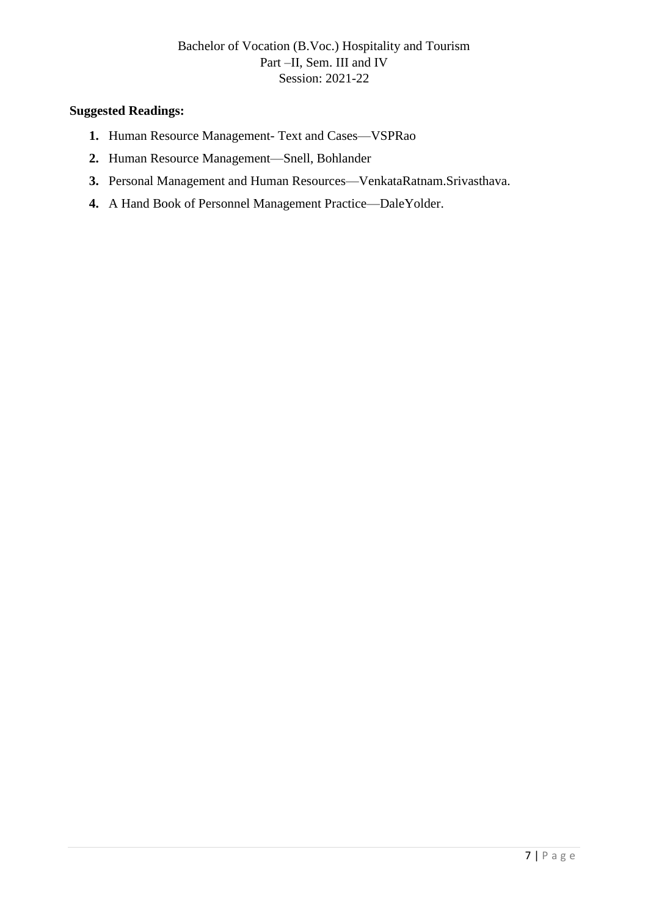**Suggested Readings:**

1. Human Resource Management- Text and Cases—VSPRao
2. Human Resource Management—Snell, Bohlander
3. Personal Management and Human Resources—VenkataRatnam.Srivasthava.
4. A Hand Book of Personnel Management Practice—DaleYolder.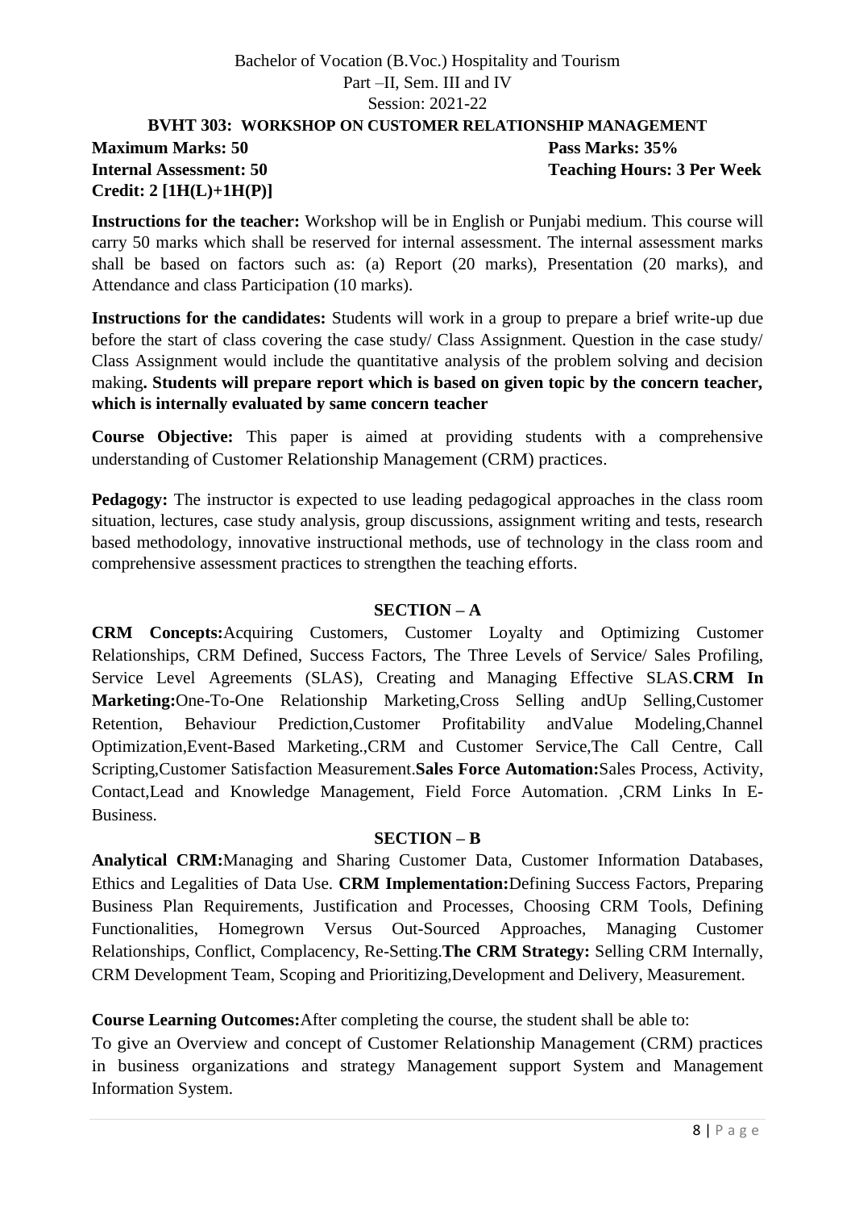Bachelor of Vocation (B.Voc.) Hospitality and Tourism
Part –II, Sem. III and IV
Session: 2021-22

**BVHT 303: WORKSHOP ON CUSTOMER RELATIONSHIP MANAGEMENT**

**Maximum Marks: 50** | **Pass Marks: 35%**
**Internal Assessment: 50** | **Teaching Hours: 3 Per Week**
**Credit: 2 [1H(L)+1H(P)]**

**Instructions for the teacher:** Workshop will be in English or Punjabi medium. This course will carry 50 marks which shall be reserved for internal assessment. The internal assessment marks shall be based on factors such as: (a) Report (20 marks), Presentation (20 marks), and Attendance and class Participation (10 marks).

**Instructions for the candidates:** Students will work in a group to prepare a brief write-up due before the start of class covering the case study/ Class Assignment. Question in the case study/ Class Assignment would include the quantitative analysis of the problem solving and decision making**. Students will prepare report which is based on given topic by the concern teacher, which is internally evaluated by same concern teacher**

**Course Objective:** This paper is aimed at providing students with a comprehensive understanding of Customer Relationship Management (CRM) practices.

**Pedagogy:** The instructor is expected to use leading pedagogical approaches in the class room situation, lectures, case study analysis, group discussions, assignment writing and tests, research based methodology, innovative instructional methods, use of technology in the class room and comprehensive assessment practices to strengthen the teaching efforts.

## SECTION – A

**CRM Concepts:**Acquiring Customers, Customer Loyalty and Optimizing Customer Relationships, CRM Defined, Success Factors, The Three Levels of Service/ Sales Profiling, Service Level Agreements (SLAS), Creating and Managing Effective SLAS.**CRM In Marketing:**One-To-One Relationship Marketing,Cross Selling andUp Selling,Customer Retention, Behaviour Prediction,Customer Profitability andValue Modeling,Channel Optimization,Event-Based Marketing.,CRM and Customer Service,The Call Centre, Call Scripting,Customer Satisfaction Measurement.**Sales Force Automation:**Sales Process, Activity, Contact,Lead and Knowledge Management, Field Force Automation. ,CRM Links In E-Business.

## SECTION – B

**Analytical CRM:**Managing and Sharing Customer Data, Customer Information Databases, Ethics and Legalities of Data Use. **CRM Implementation:**Defining Success Factors, Preparing Business Plan Requirements, Justification and Processes, Choosing CRM Tools, Defining Functionalities, Homegrown Versus Out-Sourced Approaches, Managing Customer Relationships, Conflict, Complacency, Re-Setting.**The CRM Strategy:** Selling CRM Internally, CRM Development Team, Scoping and Prioritizing,Development and Delivery, Measurement.

**Course Learning Outcomes:**After completing the course, the student shall be able to:
To give an Overview and concept of Customer Relationship Management (CRM) practices in business organizations and strategy Management support System and Management Information System.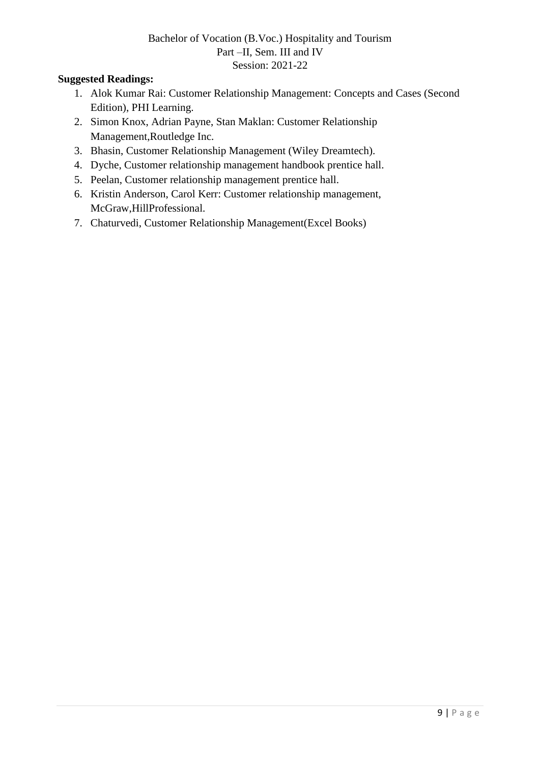**Suggested Readings:**

1. Alok Kumar Rai: Customer Relationship Management: Concepts and Cases (Second Edition), PHI Learning.
2. Simon Knox, Adrian Payne, Stan Maklan: Customer Relationship Management,Routledge Inc.
3. Bhasin, Customer Relationship Management (Wiley Dreamtech).
4. Dyche, Customer relationship management handbook prentice hall.
5. Peelan, Customer relationship management prentice hall.
6. Kristin Anderson, Carol Kerr: Customer relationship management, McGraw,HillProfessional.
7. Chaturvedi, Customer Relationship Management(Excel Books)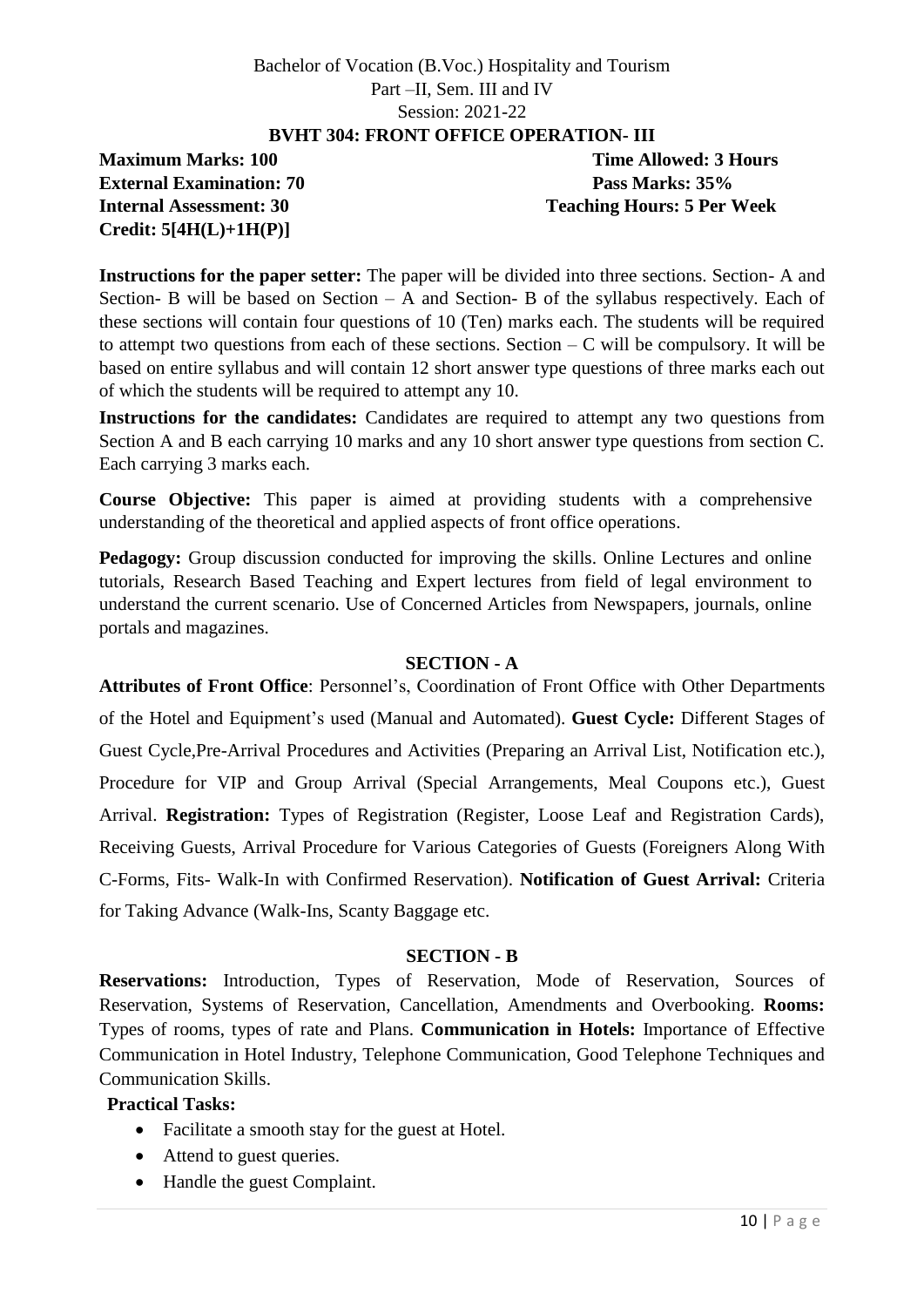Bachelor of Vocation (B.Voc.) Hospitality and Tourism
Part –II, Sem. III and IV
Session: 2021-22

## BVHT 304: FRONT OFFICE OPERATION- III

**Maximum Marks: 100** **Time Allowed: 3 Hours**
**External Examination: 70** **Pass Marks: 35%**
**Internal Assessment: 30** **Teaching Hours: 5 Per Week**
**Credit: 5[4H(L)+1H(P)]**

**Instructions for the paper setter:** The paper will be divided into three sections. Section- A and Section- B will be based on Section – A and Section- B of the syllabus respectively. Each of these sections will contain four questions of 10 (Ten) marks each. The students will be required to attempt two questions from each of these sections. Section – C will be compulsory. It will be based on entire syllabus and will contain 12 short answer type questions of three marks each out of which the students will be required to attempt any 10.

**Instructions for the candidates:** Candidates are required to attempt any two questions from Section A and B each carrying 10 marks and any 10 short answer type questions from section C. Each carrying 3 marks each.

**Course Objective:** This paper is aimed at providing students with a comprehensive understanding of the theoretical and applied aspects of front office operations.

**Pedagogy:** Group discussion conducted for improving the skills. Online Lectures and online tutorials, Research Based Teaching and Expert lectures from field of legal environment to understand the current scenario. Use of Concerned Articles from Newspapers, journals, online portals and magazines.

### SECTION - A

**Attributes of Front Office**: Personnel's, Coordination of Front Office with Other Departments of the Hotel and Equipment's used (Manual and Automated). **Guest Cycle:** Different Stages of Guest Cycle,Pre-Arrival Procedures and Activities (Preparing an Arrival List, Notification etc.), Procedure for VIP and Group Arrival (Special Arrangements, Meal Coupons etc.), Guest Arrival. **Registration:** Types of Registration (Register, Loose Leaf and Registration Cards), Receiving Guests, Arrival Procedure for Various Categories of Guests (Foreigners Along With C-Forms, Fits- Walk-In with Confirmed Reservation). **Notification of Guest Arrival:** Criteria for Taking Advance (Walk-Ins, Scanty Baggage etc.

### SECTION - B

**Reservations:** Introduction, Types of Reservation, Mode of Reservation, Sources of Reservation, Systems of Reservation, Cancellation, Amendments and Overbooking. **Rooms:** Types of rooms, types of rate and Plans. **Communication in Hotels:** Importance of Effective Communication in Hotel Industry, Telephone Communication, Good Telephone Techniques and Communication Skills.

**Practical Tasks:**

- Facilitate a smooth stay for the guest at Hotel.
- Attend to guest queries.
- Handle the guest Complaint.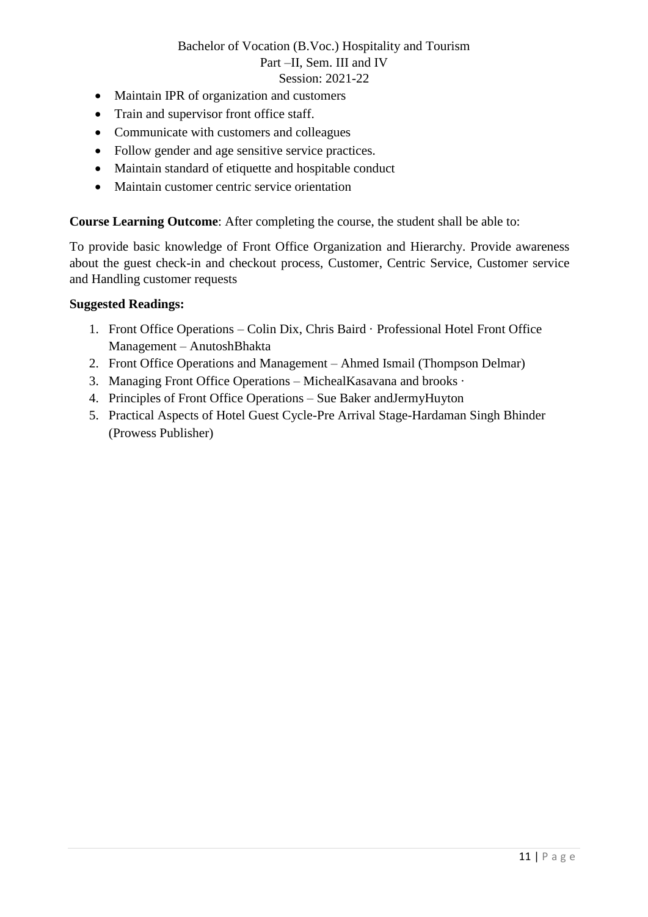- Maintain IPR of organization and customers
- Train and supervisor front office staff.
- Communicate with customers and colleagues
- Follow gender and age sensitive service practices.
- Maintain standard of etiquette and hospitable conduct
- Maintain customer centric service orientation

**Course Learning Outcome**: After completing the course, the student shall be able to:

To provide basic knowledge of Front Office Organization and Hierarchy. Provide awareness about the guest check-in and checkout process, Customer, Centric Service, Customer service and Handling customer requests

**Suggested Readings:**

1. Front Office Operations – Colin Dix, Chris Baird · Professional Hotel Front Office Management – AnutoshBhakta
2. Front Office Operations and Management – Ahmed Ismail (Thompson Delmar)
3. Managing Front Office Operations – MichealKasavana and brooks ·
4. Principles of Front Office Operations – Sue Baker andJermyHuyton
5. Practical Aspects of Hotel Guest Cycle-Pre Arrival Stage-Hardaman Singh Bhinder (Prowess Publisher)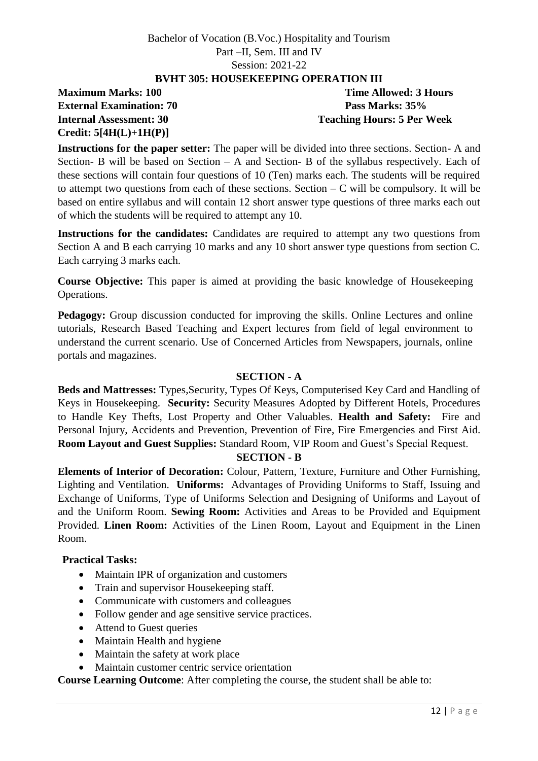Bachelor of Vocation (B.Voc.) Hospitality and Tourism
Part –II, Sem. III and IV
Session: 2021-22

## BVHT 305: HOUSEKEEPING OPERATION III

**Maximum Marks: 100** **Time Allowed: 3 Hours**
**External Examination: 70** **Pass Marks: 35%**
**Internal Assessment: 30** **Teaching Hours: 5 Per Week**
**Credit: 5[4H(L)+1H(P)]**

**Instructions for the paper setter:** The paper will be divided into three sections. Section- A and Section- B will be based on Section – A and Section- B of the syllabus respectively. Each of these sections will contain four questions of 10 (Ten) marks each. The students will be required to attempt two questions from each of these sections. Section – C will be compulsory. It will be based on entire syllabus and will contain 12 short answer type questions of three marks each out of which the students will be required to attempt any 10.

**Instructions for the candidates:** Candidates are required to attempt any two questions from Section A and B each carrying 10 marks and any 10 short answer type questions from section C. Each carrying 3 marks each.

**Course Objective:** This paper is aimed at providing the basic knowledge of Housekeeping Operations.

**Pedagogy:** Group discussion conducted for improving the skills. Online Lectures and online tutorials, Research Based Teaching and Expert lectures from field of legal environment to understand the current scenario. Use of Concerned Articles from Newspapers, journals, online portals and magazines.

### SECTION - A

**Beds and Mattresses:** Types,Security, Types Of Keys, Computerised Key Card and Handling of Keys in Housekeeping. **Security:** Security Measures Adopted by Different Hotels, Procedures to Handle Key Thefts, Lost Property and Other Valuables. **Health and Safety:** Fire and Personal Injury, Accidents and Prevention, Prevention of Fire, Fire Emergencies and First Aid. **Room Layout and Guest Supplies:** Standard Room, VIP Room and Guest's Special Request.

### SECTION - B

**Elements of Interior of Decoration:** Colour, Pattern, Texture, Furniture and Other Furnishing, Lighting and Ventilation. **Uniforms:** Advantages of Providing Uniforms to Staff, Issuing and Exchange of Uniforms, Type of Uniforms Selection and Designing of Uniforms and Layout of and the Uniform Room. **Sewing Room:** Activities and Areas to be Provided and Equipment Provided. **Linen Room:** Activities of the Linen Room, Layout and Equipment in the Linen Room.

**Practical Tasks:**

- Maintain IPR of organization and customers
- Train and supervisor Housekeeping staff.
- Communicate with customers and colleagues
- Follow gender and age sensitive service practices.
- Attend to Guest queries
- Maintain Health and hygiene
- Maintain the safety at work place
- Maintain customer centric service orientation

**Course Learning Outcome**: After completing the course, the student shall be able to: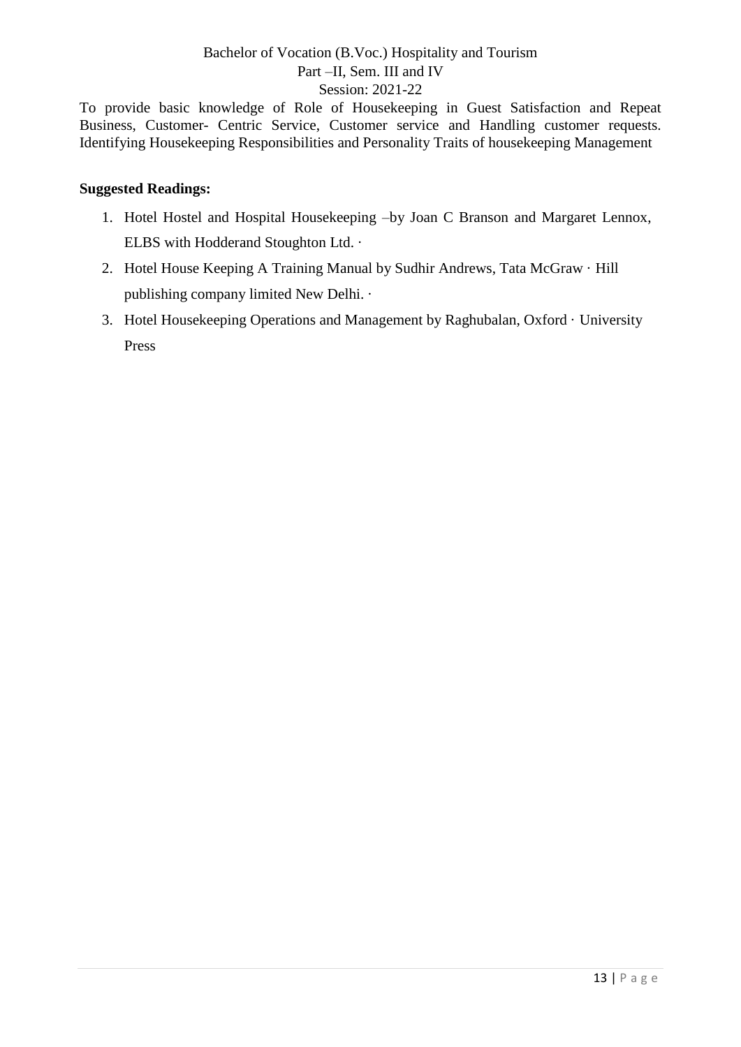To provide basic knowledge of Role of Housekeeping in Guest Satisfaction and Repeat Business, Customer- Centric Service, Customer service and Handling customer requests. Identifying Housekeeping Responsibilities and Personality Traits of housekeeping Management

**Suggested Readings:**

1. Hotel Hostel and Hospital Housekeeping –by Joan C Branson and Margaret Lennox, ELBS with Hodderand Stoughton Ltd. ·
2. Hotel House Keeping A Training Manual by Sudhir Andrews, Tata McGraw · Hill publishing company limited New Delhi. ·
3. Hotel Housekeeping Operations and Management by Raghubalan, Oxford · University Press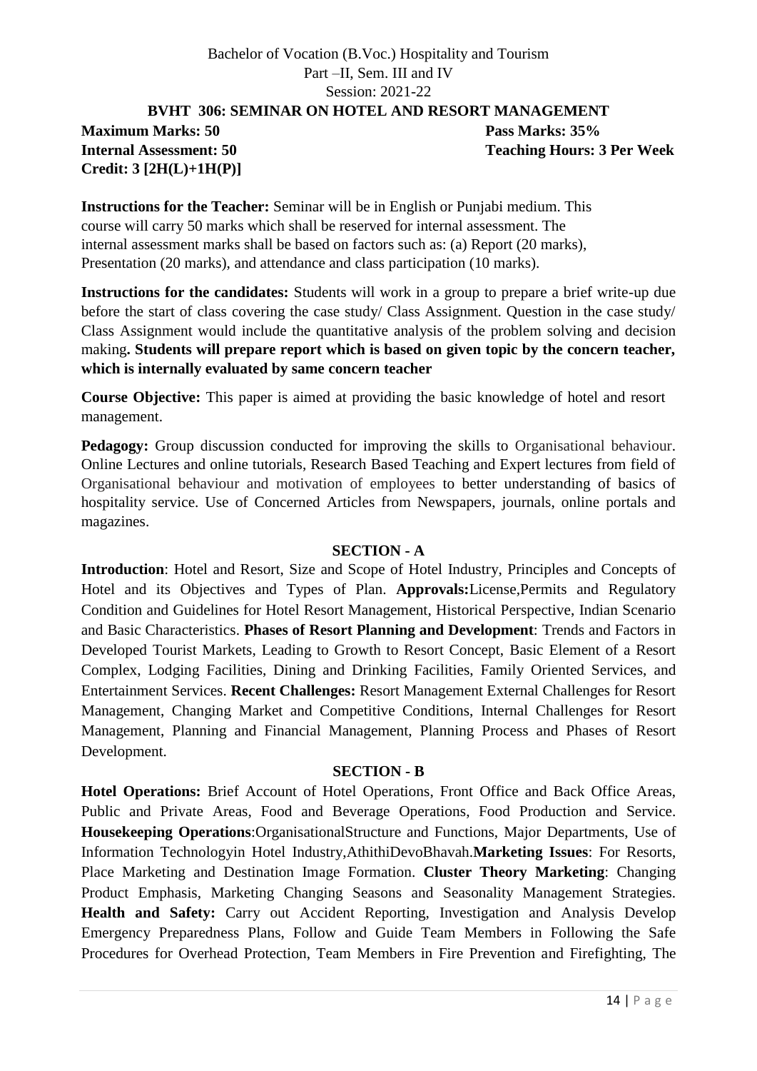Bachelor of Vocation (B.Voc.) Hospitality and Tourism
Part –II, Sem. III and IV
Session: 2021-22

## BVHT 306: SEMINAR ON HOTEL AND RESORT MANAGEMENT

**Maximum Marks: 50** **Pass Marks: 35%**
**Internal Assessment: 50** **Teaching Hours: 3 Per Week**
**Credit: 3 [2H(L)+1H(P)]**

**Instructions for the Teacher:** Seminar will be in English or Punjabi medium. This course will carry 50 marks which shall be reserved for internal assessment. The internal assessment marks shall be based on factors such as: (a) Report (20 marks), Presentation (20 marks), and attendance and class participation (10 marks).

**Instructions for the candidates:** Students will work in a group to prepare a brief write-up due before the start of class covering the case study/ Class Assignment. Question in the case study/ Class Assignment would include the quantitative analysis of the problem solving and decision making**. Students will prepare report which is based on given topic by the concern teacher, which is internally evaluated by same concern teacher**

**Course Objective:** This paper is aimed at providing the basic knowledge of hotel and resort management.

**Pedagogy:** Group discussion conducted for improving the skills to Organisational behaviour. Online Lectures and online tutorials, Research Based Teaching and Expert lectures from field of Organisational behaviour and motivation of employees to better understanding of basics of hospitality service. Use of Concerned Articles from Newspapers, journals, online portals and magazines.

### SECTION - A

**Introduction**: Hotel and Resort, Size and Scope of Hotel Industry, Principles and Concepts of Hotel and its Objectives and Types of Plan. **Approvals:**License,Permits and Regulatory Condition and Guidelines for Hotel Resort Management, Historical Perspective, Indian Scenario and Basic Characteristics. **Phases of Resort Planning and Development**: Trends and Factors in Developed Tourist Markets, Leading to Growth to Resort Concept, Basic Element of a Resort Complex, Lodging Facilities, Dining and Drinking Facilities, Family Oriented Services, and Entertainment Services. **Recent Challenges:** Resort Management External Challenges for Resort Management, Changing Market and Competitive Conditions, Internal Challenges for Resort Management, Planning and Financial Management, Planning Process and Phases of Resort Development.

### SECTION - B

**Hotel Operations:** Brief Account of Hotel Operations, Front Office and Back Office Areas, Public and Private Areas, Food and Beverage Operations, Food Production and Service. **Housekeeping Operations**:OrganisationalStructure and Functions, Major Departments, Use of Information Technologyin Hotel Industry,AthithiDevoBhavah.**Marketing Issues**: For Resorts, Place Marketing and Destination Image Formation. **Cluster Theory Marketing**: Changing Product Emphasis, Marketing Changing Seasons and Seasonality Management Strategies. **Health and Safety:** Carry out Accident Reporting, Investigation and Analysis Develop Emergency Preparedness Plans, Follow and Guide Team Members in Following the Safe Procedures for Overhead Protection, Team Members in Fire Prevention and Firefighting, The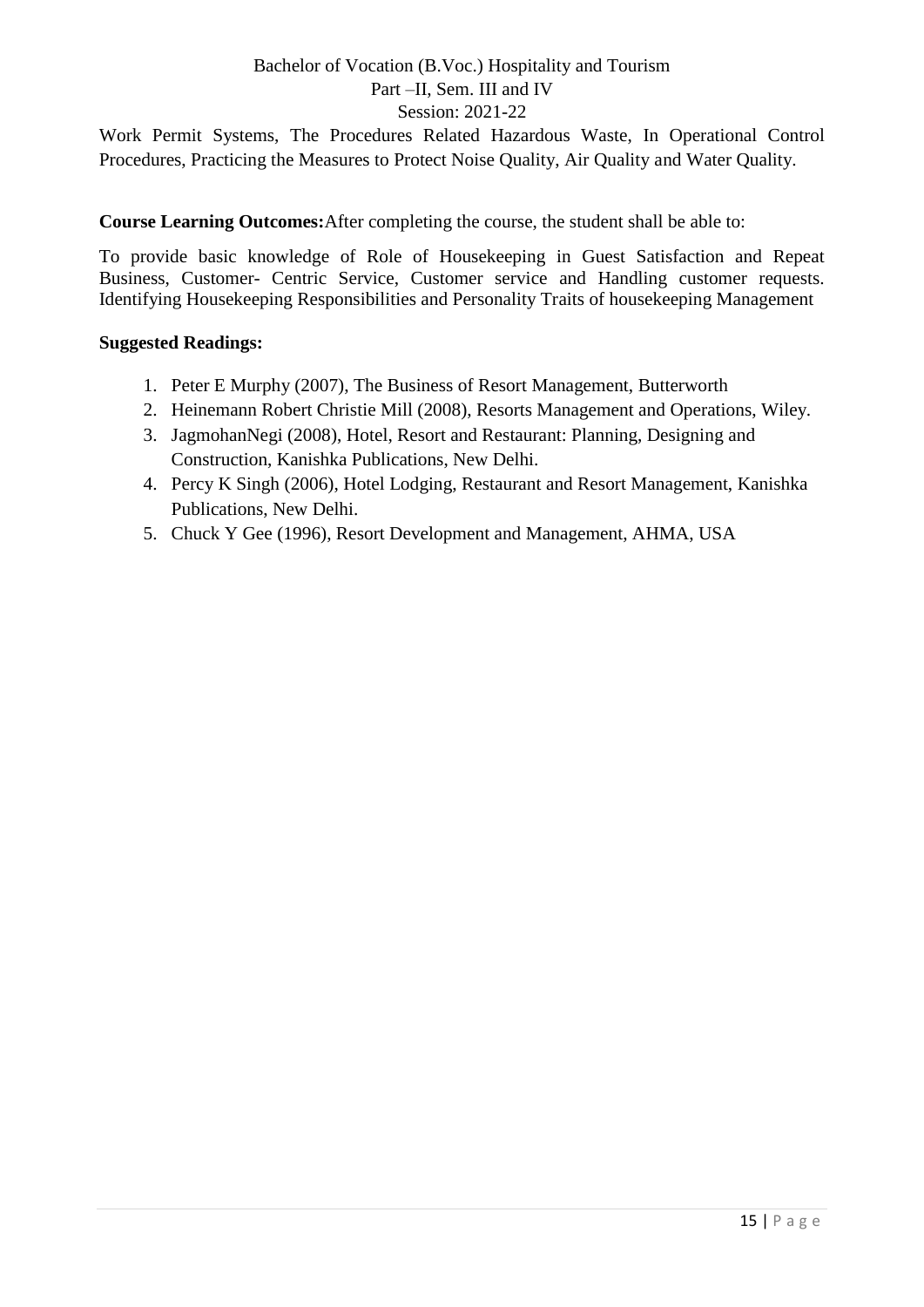Work Permit Systems, The Procedures Related Hazardous Waste, In Operational Control Procedures, Practicing the Measures to Protect Noise Quality, Air Quality and Water Quality.

**Course Learning Outcomes:**After completing the course, the student shall be able to:

To provide basic knowledge of Role of Housekeeping in Guest Satisfaction and Repeat Business, Customer- Centric Service, Customer service and Handling customer requests. Identifying Housekeeping Responsibilities and Personality Traits of housekeeping Management

**Suggested Readings:**

1. Peter E Murphy (2007), The Business of Resort Management, Butterworth
2. Heinemann Robert Christie Mill (2008), Resorts Management and Operations, Wiley.
3. JagmohanNegi (2008), Hotel, Resort and Restaurant: Planning, Designing and Construction, Kanishka Publications, New Delhi.
4. Percy K Singh (2006), Hotel Lodging, Restaurant and Resort Management, Kanishka Publications, New Delhi.
5. Chuck Y Gee (1996), Resort Development and Management, AHMA, USA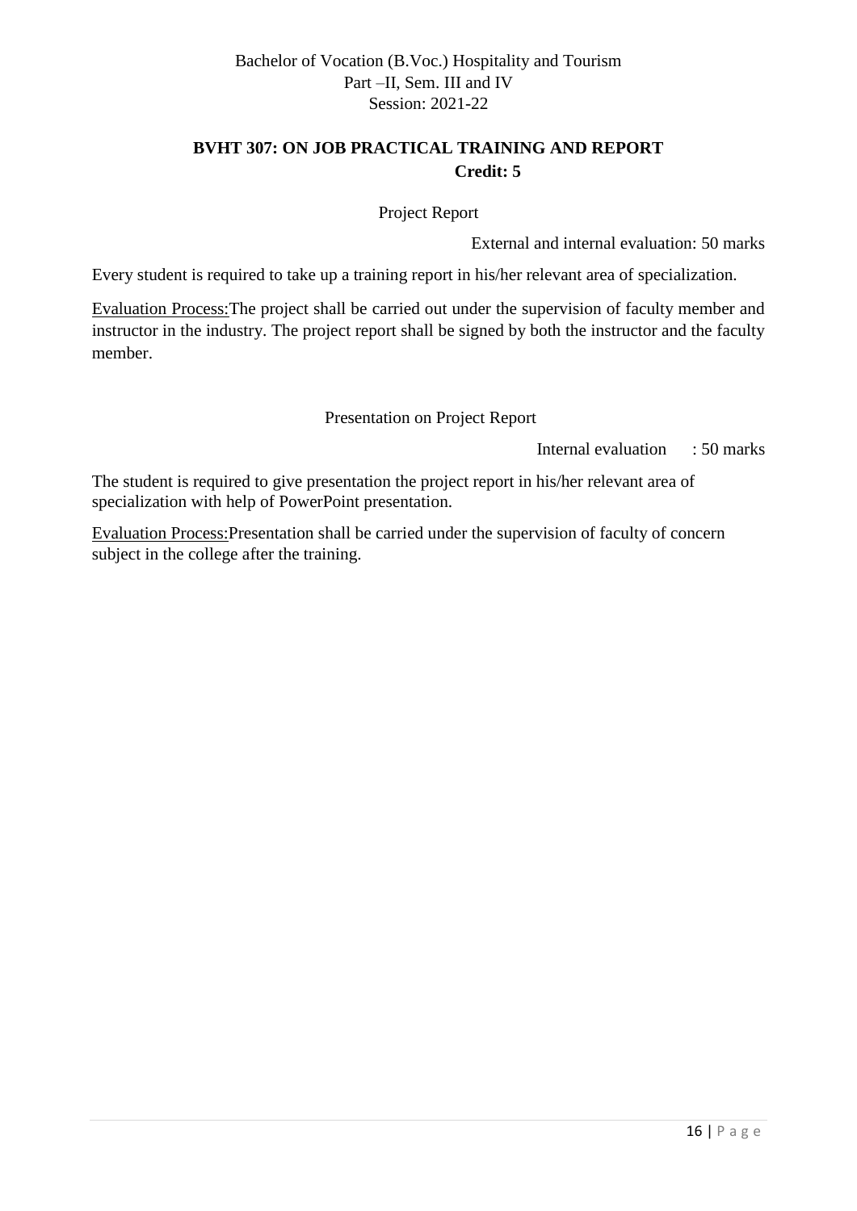Bachelor of Vocation (B.Voc.) Hospitality and Tourism
Part –II, Sem. III and IV
Session: 2021-22

## BVHT 307: ON JOB PRACTICAL TRAINING AND REPORT

**Credit: 5**

Project Report

External and internal evaluation: 50 marks

Every student is required to take up a training report in his/her relevant area of specialization.

Evaluation Process:The project shall be carried out under the supervision of faculty member and instructor in the industry. The project report shall be signed by both the instructor and the faculty member.

Presentation on Project Report

Internal evaluation : 50 marks

The student is required to give presentation the project report in his/her relevant area of specialization with help of PowerPoint presentation.

Evaluation Process:Presentation shall be carried under the supervision of faculty of concern subject in the college after the training.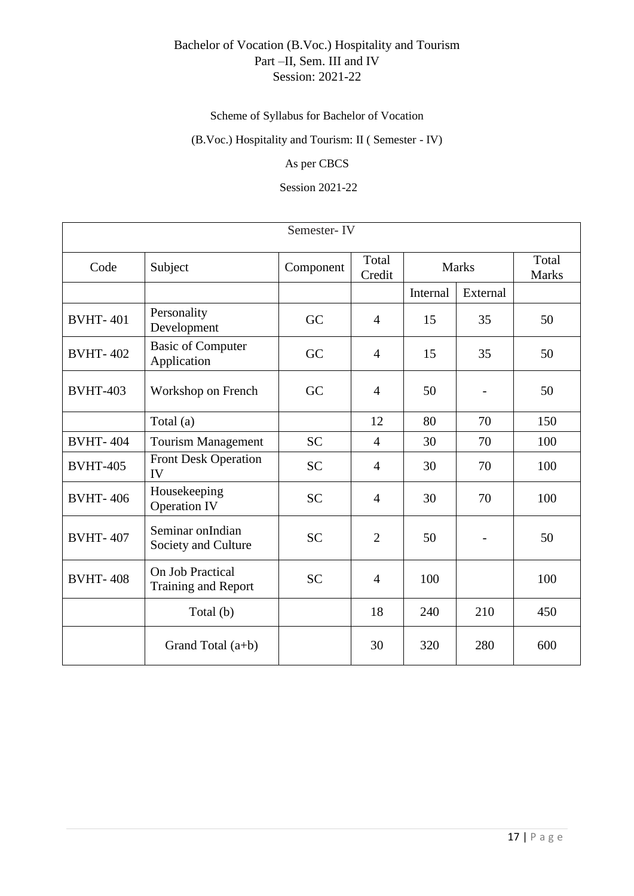# Bachelor of Vocation (B.Voc.) Hospitality and Tourism
## Part –II, Sem. III and IV
## Session: 2021-22

Scheme of Syllabus for Bachelor of Vocation

(B.Voc.) Hospitality and Tourism: II ( Semester - IV)

As per CBCS

Session 2021-22

| Semester- IV | | | | | | |
|---|---|---|---|---|---|---|
| Code | Subject | Component | Total Credit | Marks | | Total Marks |
| | | | | Internal | External | |
| BVHT- 401 | Personality Development | GC | 4 | 15 | 35 | 50 |
| BVHT- 402 | Basic of Computer Application | GC | 4 | 15 | 35 | 50 |
| BVHT-403 | Workshop on French | GC | 4 | 50 | - | 50 |
| | Total (a) | | 12 | 80 | 70 | 150 |
| BVHT- 404 | Tourism Management | SC | 4 | 30 | 70 | 100 |
| BVHT-405 | Front Desk Operation IV | SC | 4 | 30 | 70 | 100 |
| BVHT- 406 | Housekeeping Operation IV | SC | 4 | 30 | 70 | 100 |
| BVHT- 407 | Seminar onIndian Society and Culture | SC | 2 | 50 | - | 50 |
| BVHT- 408 | On Job Practical Training and Report | SC | 4 | 100 | | 100 |
| | Total (b) | | 18 | 240 | 210 | 450 |
| | Grand Total (a+b) | | 30 | 320 | 280 | 600 |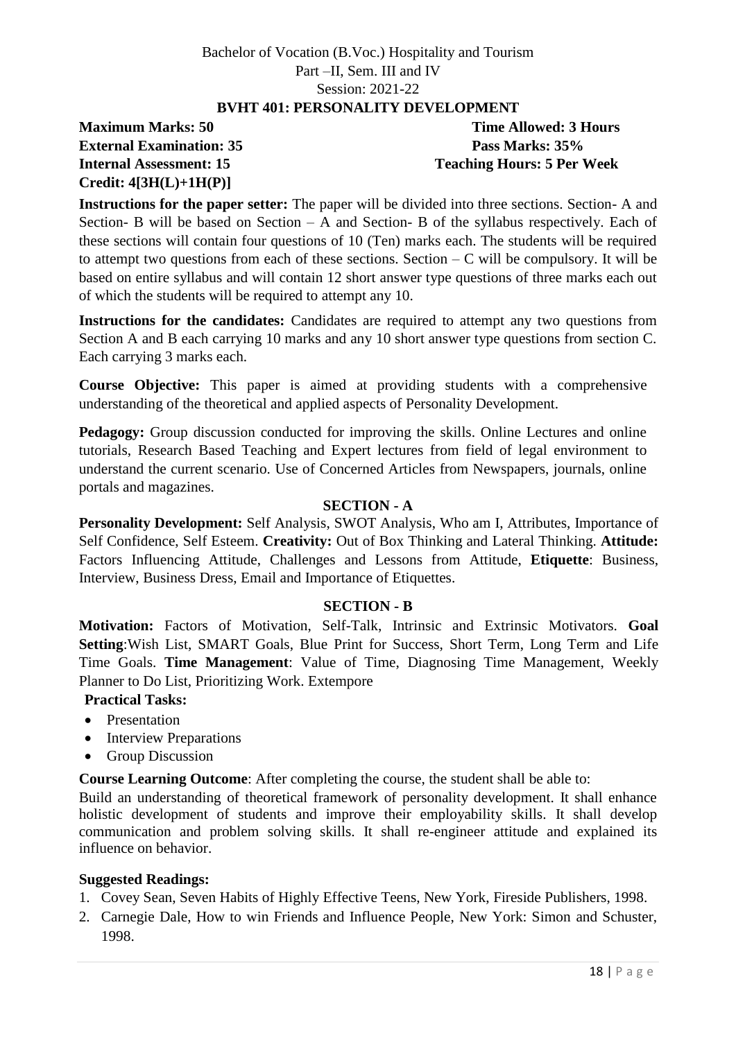Bachelor of Vocation (B.Voc.) Hospitality and Tourism
Part –II, Sem. III and IV
Session: 2021-22

**BVHT 401: PERSONALITY DEVELOPMENT**

**Maximum Marks: 50** | **Time Allowed: 3 Hours**
**External Examination: 35** | **Pass Marks: 35%**
**Internal Assessment: 15** | **Teaching Hours: 5 Per Week**
**Credit: 4[3H(L)+1H(P)]**

**Instructions for the paper setter:** The paper will be divided into three sections. Section- A and Section- B will be based on Section – A and Section- B of the syllabus respectively. Each of these sections will contain four questions of 10 (Ten) marks each. The students will be required to attempt two questions from each of these sections. Section – C will be compulsory. It will be based on entire syllabus and will contain 12 short answer type questions of three marks each out of which the students will be required to attempt any 10.

**Instructions for the candidates:** Candidates are required to attempt any two questions from Section A and B each carrying 10 marks and any 10 short answer type questions from section C. Each carrying 3 marks each.

**Course Objective:** This paper is aimed at providing students with a comprehensive understanding of the theoretical and applied aspects of Personality Development.

**Pedagogy:** Group discussion conducted for improving the skills. Online Lectures and online tutorials, Research Based Teaching and Expert lectures from field of legal environment to understand the current scenario. Use of Concerned Articles from Newspapers, journals, online portals and magazines.

**SECTION - A**

**Personality Development:** Self Analysis, SWOT Analysis, Who am I, Attributes, Importance of Self Confidence, Self Esteem. **Creativity:** Out of Box Thinking and Lateral Thinking. **Attitude:** Factors Influencing Attitude, Challenges and Lessons from Attitude, **Etiquette**: Business, Interview, Business Dress, Email and Importance of Etiquettes.

**SECTION - B**

**Motivation:** Factors of Motivation, Self-Talk, Intrinsic and Extrinsic Motivators. **Goal Setting**:Wish List, SMART Goals, Blue Print for Success, Short Term, Long Term and Life Time Goals. **Time Management**: Value of Time, Diagnosing Time Management, Weekly Planner to Do List, Prioritizing Work. Extempore

**Practical Tasks:**

- Presentation
- Interview Preparations
- Group Discussion

**Course Learning Outcome**: After completing the course, the student shall be able to:

Build an understanding of theoretical framework of personality development. It shall enhance holistic development of students and improve their employability skills. It shall develop communication and problem solving skills. It shall re-engineer attitude and explained its influence on behavior.

**Suggested Readings:**

1. Covey Sean, Seven Habits of Highly Effective Teens, New York, Fireside Publishers, 1998.
2. Carnegie Dale, How to win Friends and Influence People, New York: Simon and Schuster, 1998.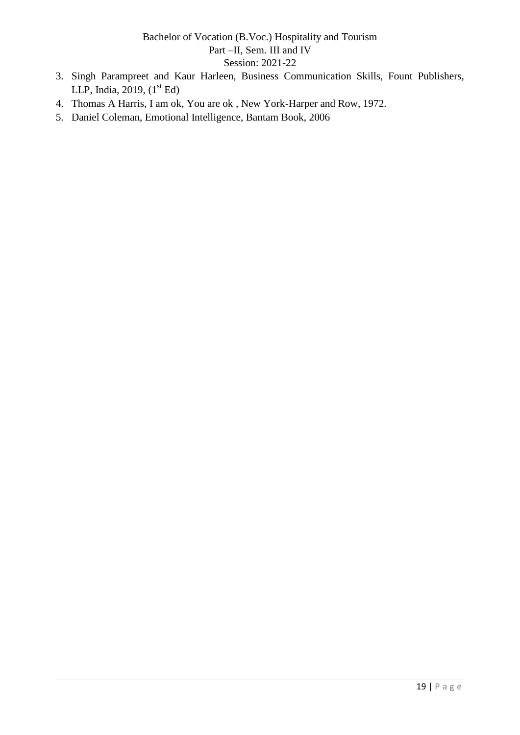3. Singh Parampreet and Kaur Harleen, Business Communication Skills, Fount Publishers, LLP, India, 2019, (1st Ed)
4. Thomas A Harris, I am ok, You are ok , New York-Harper and Row, 1972.
5. Daniel Coleman, Emotional Intelligence, Bantam Book, 2006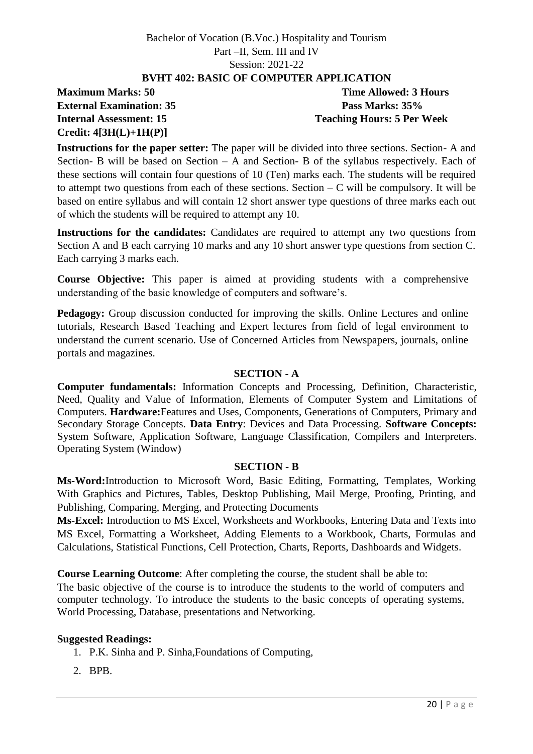Bachelor of Vocation (B.Voc.) Hospitality and Tourism
Part –II, Sem. III and IV
Session: 2021-22

## BVHT 402: BASIC OF COMPUTER APPLICATION

**Maximum Marks: 50** **Time Allowed: 3 Hours**
**External Examination: 35** **Pass Marks: 35%**
**Internal Assessment: 15** **Teaching Hours: 5 Per Week**
**Credit: 4[3H(L)+1H(P)]**

**Instructions for the paper setter:** The paper will be divided into three sections. Section- A and Section- B will be based on Section – A and Section- B of the syllabus respectively. Each of these sections will contain four questions of 10 (Ten) marks each. The students will be required to attempt two questions from each of these sections. Section – C will be compulsory. It will be based on entire syllabus and will contain 12 short answer type questions of three marks each out of which the students will be required to attempt any 10.

**Instructions for the candidates:** Candidates are required to attempt any two questions from Section A and B each carrying 10 marks and any 10 short answer type questions from section C. Each carrying 3 marks each.

**Course Objective:** This paper is aimed at providing students with a comprehensive understanding of the basic knowledge of computers and software's.

**Pedagogy:** Group discussion conducted for improving the skills. Online Lectures and online tutorials, Research Based Teaching and Expert lectures from field of legal environment to understand the current scenario. Use of Concerned Articles from Newspapers, journals, online portals and magazines.

### SECTION - A

**Computer fundamentals:** Information Concepts and Processing, Definition, Characteristic, Need, Quality and Value of Information, Elements of Computer System and Limitations of Computers. **Hardware:**Features and Uses, Components, Generations of Computers, Primary and Secondary Storage Concepts. **Data Entry**: Devices and Data Processing. **Software Concepts:** System Software, Application Software, Language Classification, Compilers and Interpreters. Operating System (Window)

### SECTION - B

**Ms-Word:**Introduction to Microsoft Word, Basic Editing, Formatting, Templates, Working With Graphics and Pictures, Tables, Desktop Publishing, Mail Merge, Proofing, Printing, and Publishing, Comparing, Merging, and Protecting Documents

**Ms-Excel:** Introduction to MS Excel, Worksheets and Workbooks, Entering Data and Texts into MS Excel, Formatting a Worksheet, Adding Elements to a Workbook, Charts, Formulas and Calculations, Statistical Functions, Cell Protection, Charts, Reports, Dashboards and Widgets.

**Course Learning Outcome**: After completing the course, the student shall be able to:
The basic objective of the course is to introduce the students to the world of computers and computer technology. To introduce the students to the basic concepts of operating systems, World Processing, Database, presentations and Networking.

**Suggested Readings:**

1. P.K. Sinha and P. Sinha,Foundations of Computing,
2. BPB.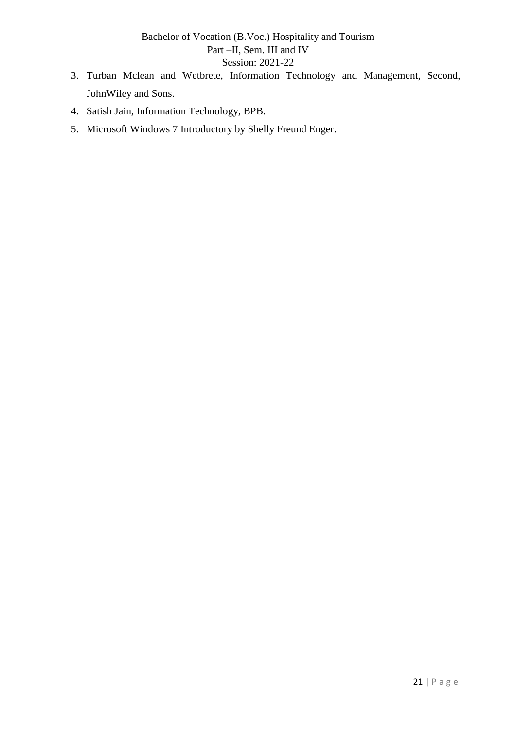3. Turban Mclean and Wetbrete, Information Technology and Management, Second, JohnWiley and Sons.
4. Satish Jain, Information Technology, BPB.
5. Microsoft Windows 7 Introductory by Shelly Freund Enger.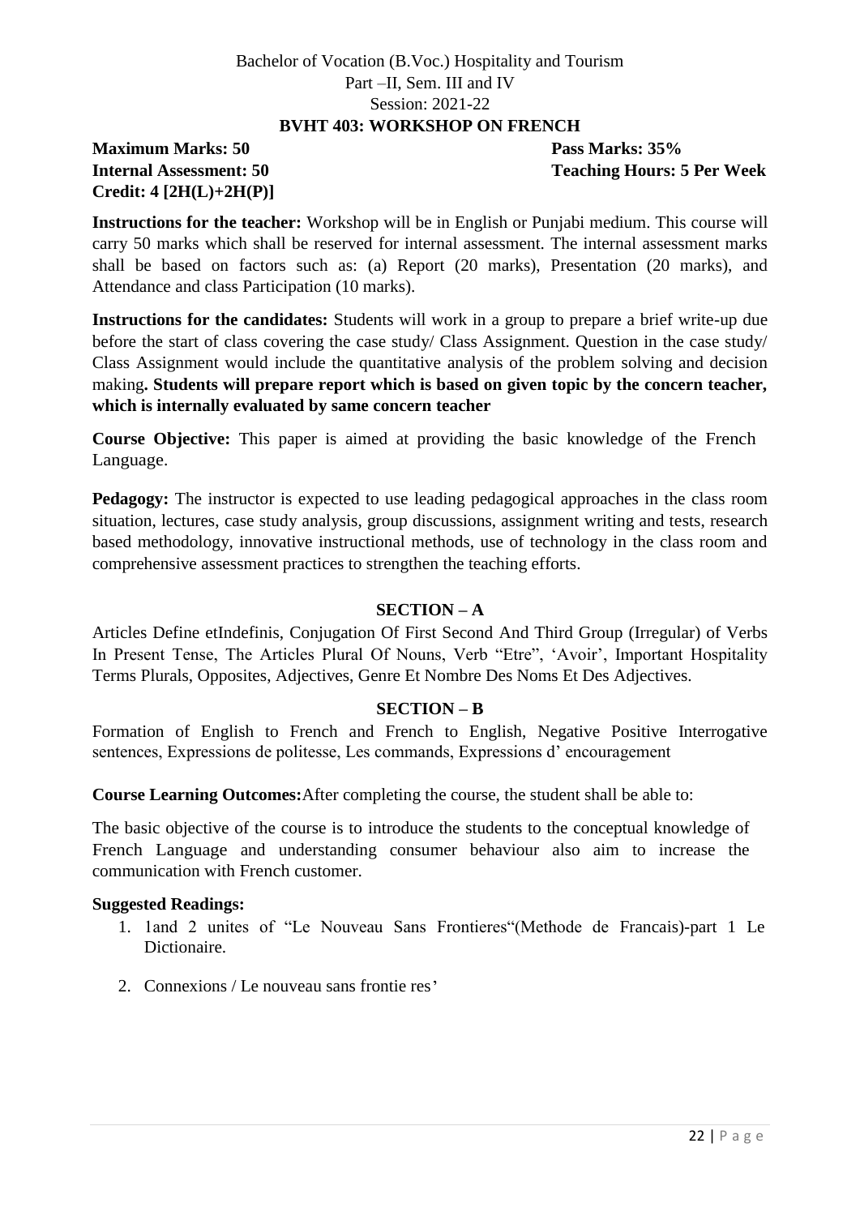Bachelor of Vocation (B.Voc.) Hospitality and Tourism
Part –II, Sem. III and IV
Session: 2021-22

## BVHT 403: WORKSHOP ON FRENCH

**Maximum Marks: 50** **Pass Marks: 35%**
**Internal Assessment: 50** **Teaching Hours: 5 Per Week**
**Credit: 4 [2H(L)+2H(P)]**

**Instructions for the teacher:** Workshop will be in English or Punjabi medium. This course will carry 50 marks which shall be reserved for internal assessment. The internal assessment marks shall be based on factors such as: (a) Report (20 marks), Presentation (20 marks), and Attendance and class Participation (10 marks).

**Instructions for the candidates:** Students will work in a group to prepare a brief write-up due before the start of class covering the case study/ Class Assignment. Question in the case study/ Class Assignment would include the quantitative analysis of the problem solving and decision making**. Students will prepare report which is based on given topic by the concern teacher, which is internally evaluated by same concern teacher**

**Course Objective:** This paper is aimed at providing the basic knowledge of the French Language.

**Pedagogy:** The instructor is expected to use leading pedagogical approaches in the class room situation, lectures, case study analysis, group discussions, assignment writing and tests, research based methodology, innovative instructional methods, use of technology in the class room and comprehensive assessment practices to strengthen the teaching efforts.

### SECTION – A

Articles Define etIndefinis, Conjugation Of First Second And Third Group (Irregular) of Verbs In Present Tense, The Articles Plural Of Nouns, Verb "Etre", 'Avoir', Important Hospitality Terms Plurals, Opposites, Adjectives, Genre Et Nombre Des Noms Et Des Adjectives.

### SECTION – B

Formation of English to French and French to English, Negative Positive Interrogative sentences, Expressions de politesse, Les commands, Expressions d' encouragement

**Course Learning Outcomes:**After completing the course, the student shall be able to:

The basic objective of the course is to introduce the students to the conceptual knowledge of French Language and understanding consumer behaviour also aim to increase the communication with French customer.

**Suggested Readings:**

1. 1and 2 unites of "Le Nouveau Sans Frontieres"(Methode de Francais)-part 1 Le Dictionaire.
2. Connexions / Le nouveau sans frontie res'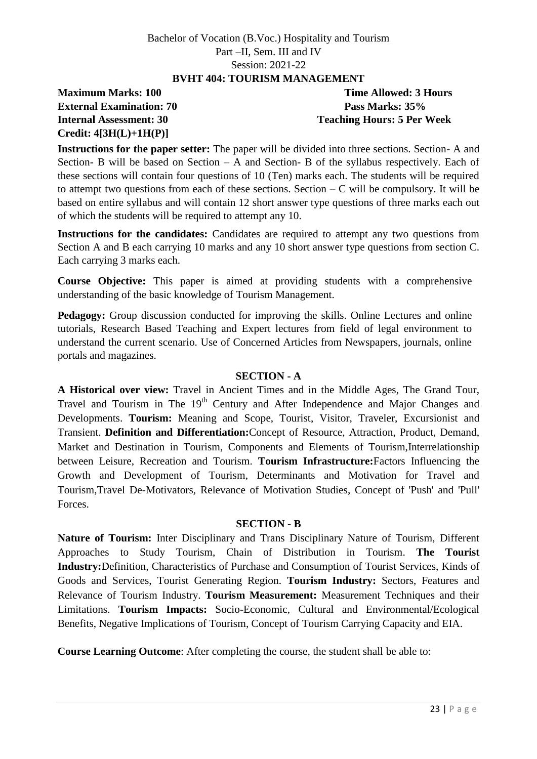Bachelor of Vocation (B.Voc.) Hospitality and Tourism
Part –II, Sem. III and IV
Session: 2021-22

**BVHT 404: TOURISM MANAGEMENT**

**Maximum Marks: 100** **Time Allowed: 3 Hours**
**External Examination: 70** **Pass Marks: 35%**
**Internal Assessment: 30** **Teaching Hours: 5 Per Week**
**Credit: 4[3H(L)+1H(P)]**

**Instructions for the paper setter:** The paper will be divided into three sections. Section- A and Section- B will be based on Section – A and Section- B of the syllabus respectively. Each of these sections will contain four questions of 10 (Ten) marks each. The students will be required to attempt two questions from each of these sections. Section – C will be compulsory. It will be based on entire syllabus and will contain 12 short answer type questions of three marks each out of which the students will be required to attempt any 10.

**Instructions for the candidates:** Candidates are required to attempt any two questions from Section A and B each carrying 10 marks and any 10 short answer type questions from section C. Each carrying 3 marks each.

**Course Objective:** This paper is aimed at providing students with a comprehensive understanding of the basic knowledge of Tourism Management.

**Pedagogy:** Group discussion conducted for improving the skills. Online Lectures and online tutorials, Research Based Teaching and Expert lectures from field of legal environment to understand the current scenario. Use of Concerned Articles from Newspapers, journals, online portals and magazines.

## SECTION - A

**A Historical over view:** Travel in Ancient Times and in the Middle Ages, The Grand Tour, Travel and Tourism in The 19th Century and After Independence and Major Changes and Developments. **Tourism:** Meaning and Scope, Tourist, Visitor, Traveler, Excursionist and Transient. **Definition and Differentiation:**Concept of Resource, Attraction, Product, Demand, Market and Destination in Tourism, Components and Elements of Tourism,Interrelationship between Leisure, Recreation and Tourism. **Tourism Infrastructure:**Factors Influencing the Growth and Development of Tourism, Determinants and Motivation for Travel and Tourism,Travel De-Motivators, Relevance of Motivation Studies, Concept of 'Push' and 'Pull' Forces.

## SECTION - B

**Nature of Tourism:** Inter Disciplinary and Trans Disciplinary Nature of Tourism, Different Approaches to Study Tourism, Chain of Distribution in Tourism. **The Tourist Industry:**Definition, Characteristics of Purchase and Consumption of Tourist Services, Kinds of Goods and Services, Tourist Generating Region. **Tourism Industry:** Sectors, Features and Relevance of Tourism Industry. **Tourism Measurement:** Measurement Techniques and their Limitations. **Tourism Impacts:** Socio-Economic, Cultural and Environmental/Ecological Benefits, Negative Implications of Tourism, Concept of Tourism Carrying Capacity and EIA.

**Course Learning Outcome**: After completing the course, the student shall be able to: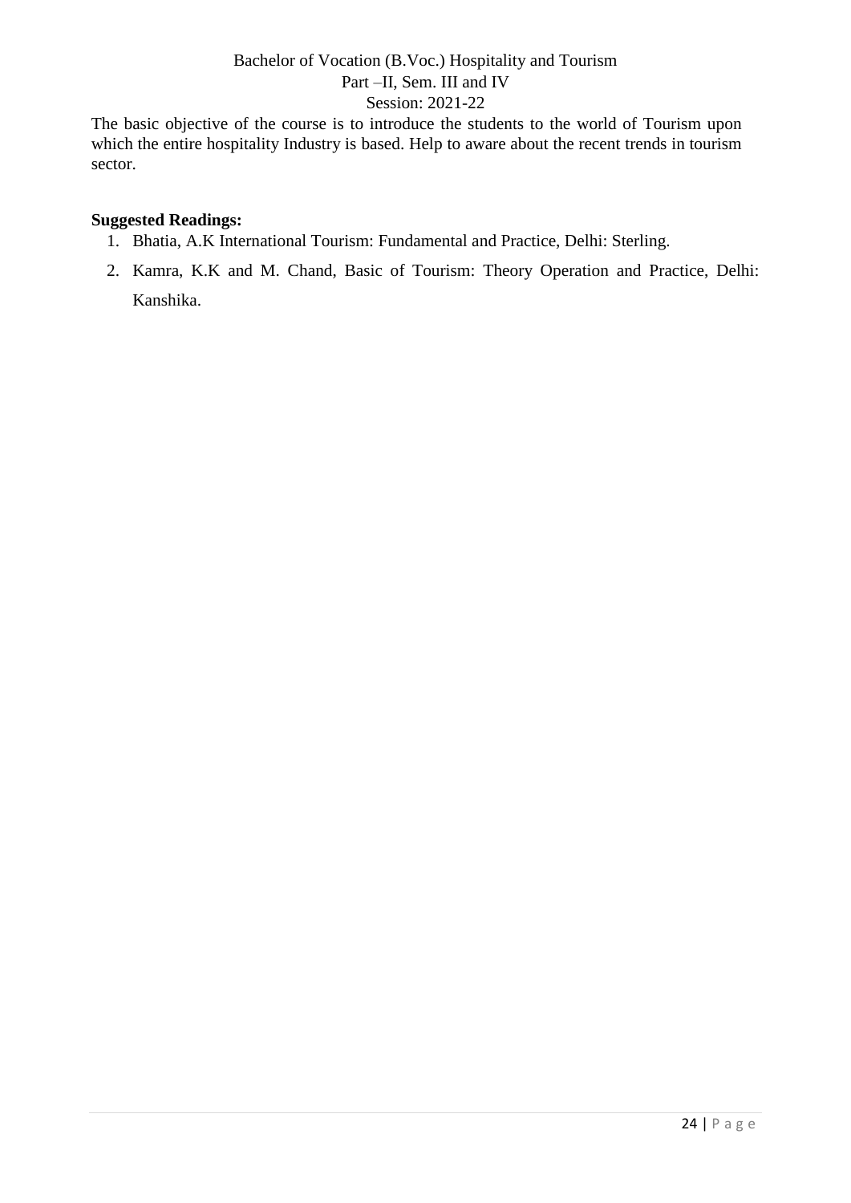The basic objective of the course is to introduce the students to the world of Tourism upon which the entire hospitality Industry is based. Help to aware about the recent trends in tourism sector.

**Suggested Readings:**

1. Bhatia, A.K International Tourism: Fundamental and Practice, Delhi: Sterling.
2. Kamra, K.K and M. Chand, Basic of Tourism: Theory Operation and Practice, Delhi: Kanshika.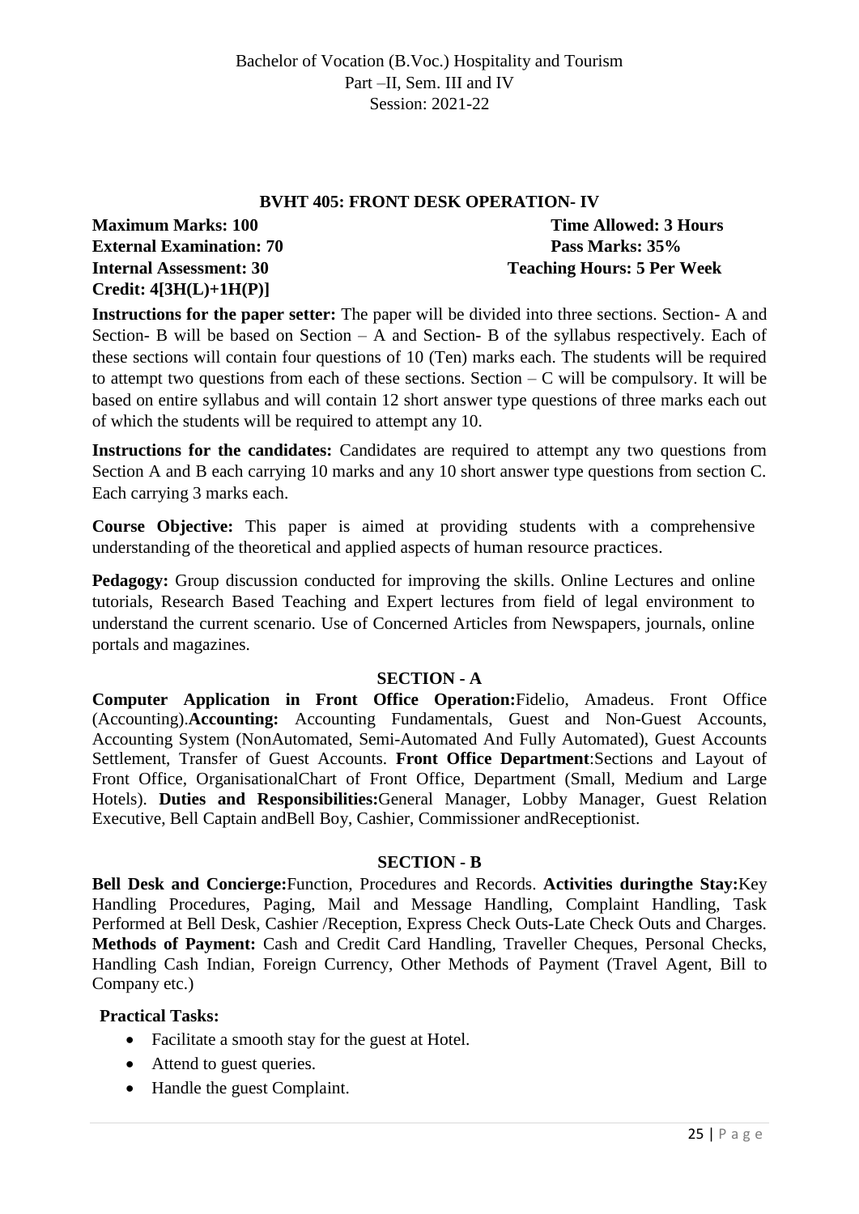Bachelor of Vocation (B.Voc.) Hospitality and Tourism
Part –II, Sem. III and IV
Session: 2021-22

## BVHT 405: FRONT DESK OPERATION- IV

**Maximum Marks: 100** **Time Allowed: 3 Hours**
**External Examination: 70** **Pass Marks: 35%**
**Internal Assessment: 30** **Teaching Hours: 5 Per Week**
**Credit: 4[3H(L)+1H(P)]**

**Instructions for the paper setter:** The paper will be divided into three sections. Section- A and Section- B will be based on Section – A and Section- B of the syllabus respectively. Each of these sections will contain four questions of 10 (Ten) marks each. The students will be required to attempt two questions from each of these sections. Section – C will be compulsory. It will be based on entire syllabus and will contain 12 short answer type questions of three marks each out of which the students will be required to attempt any 10.

**Instructions for the candidates:** Candidates are required to attempt any two questions from Section A and B each carrying 10 marks and any 10 short answer type questions from section C. Each carrying 3 marks each.

**Course Objective:** This paper is aimed at providing students with a comprehensive understanding of the theoretical and applied aspects of human resource practices.

**Pedagogy:** Group discussion conducted for improving the skills. Online Lectures and online tutorials, Research Based Teaching and Expert lectures from field of legal environment to understand the current scenario. Use of Concerned Articles from Newspapers, journals, online portals and magazines.

### SECTION - A

**Computer Application in Front Office Operation:**Fidelio, Amadeus. Front Office (Accounting).**Accounting:** Accounting Fundamentals, Guest and Non-Guest Accounts, Accounting System (NonAutomated, Semi-Automated And Fully Automated), Guest Accounts Settlement, Transfer of Guest Accounts. **Front Office Department**:Sections and Layout of Front Office, OrganisationalChart of Front Office, Department (Small, Medium and Large Hotels). **Duties and Responsibilities:**General Manager, Lobby Manager, Guest Relation Executive, Bell Captain andBell Boy, Cashier, Commissioner andReceptionist.

### SECTION - B

**Bell Desk and Concierge:**Function, Procedures and Records. **Activities duringthe Stay:**Key Handling Procedures, Paging, Mail and Message Handling, Complaint Handling, Task Performed at Bell Desk, Cashier /Reception, Express Check Outs-Late Check Outs and Charges. **Methods of Payment:** Cash and Credit Card Handling, Traveller Cheques, Personal Checks, Handling Cash Indian, Foreign Currency, Other Methods of Payment (Travel Agent, Bill to Company etc.)

**Practical Tasks:**

- Facilitate a smooth stay for the guest at Hotel.
- Attend to guest queries.
- Handle the guest Complaint.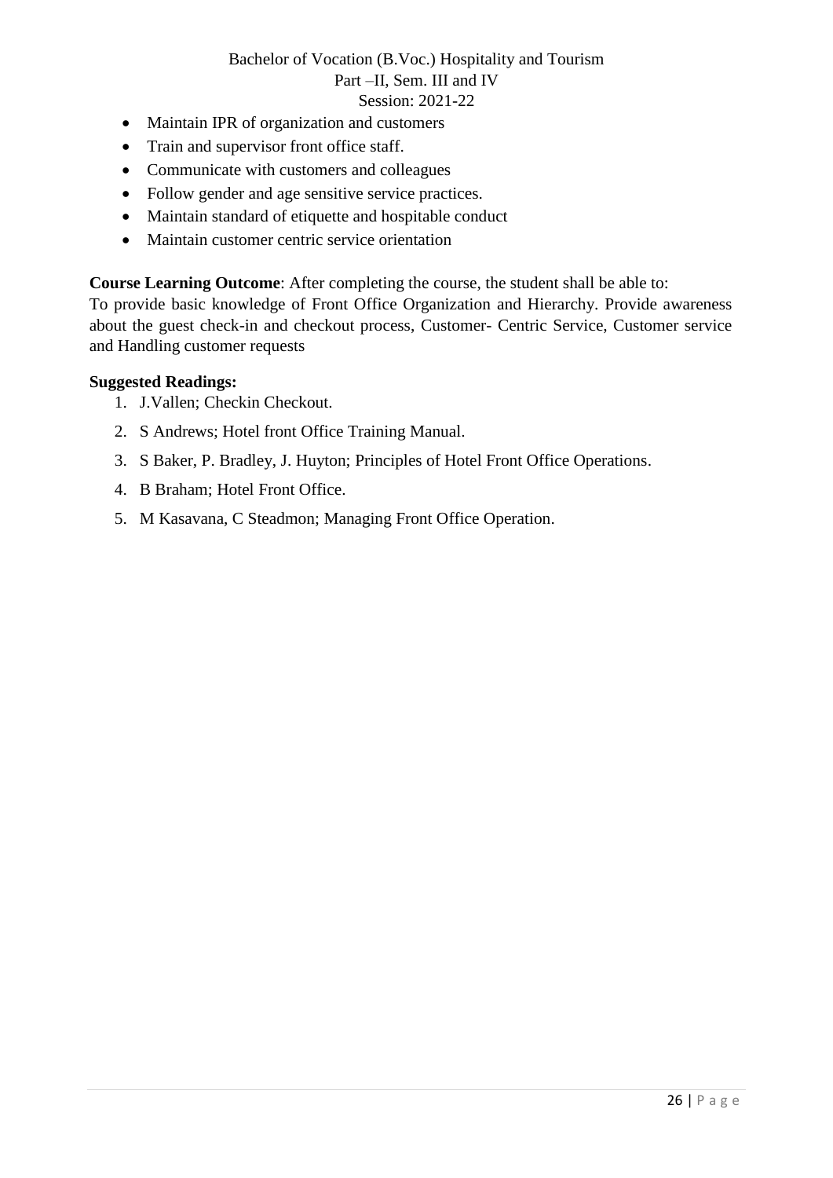- Maintain IPR of organization and customers
- Train and supervisor front office staff.
- Communicate with customers and colleagues
- Follow gender and age sensitive service practices.
- Maintain standard of etiquette and hospitable conduct
- Maintain customer centric service orientation

**Course Learning Outcome**: After completing the course, the student shall be able to:
To provide basic knowledge of Front Office Organization and Hierarchy. Provide awareness about the guest check-in and checkout process, Customer- Centric Service, Customer service and Handling customer requests

**Suggested Readings:**

1. J.Vallen; Checkin Checkout.
2. S Andrews; Hotel front Office Training Manual.
3. S Baker, P. Bradley, J. Huyton; Principles of Hotel Front Office Operations.
4. B Braham; Hotel Front Office.
5. M Kasavana, C Steadmon; Managing Front Office Operation.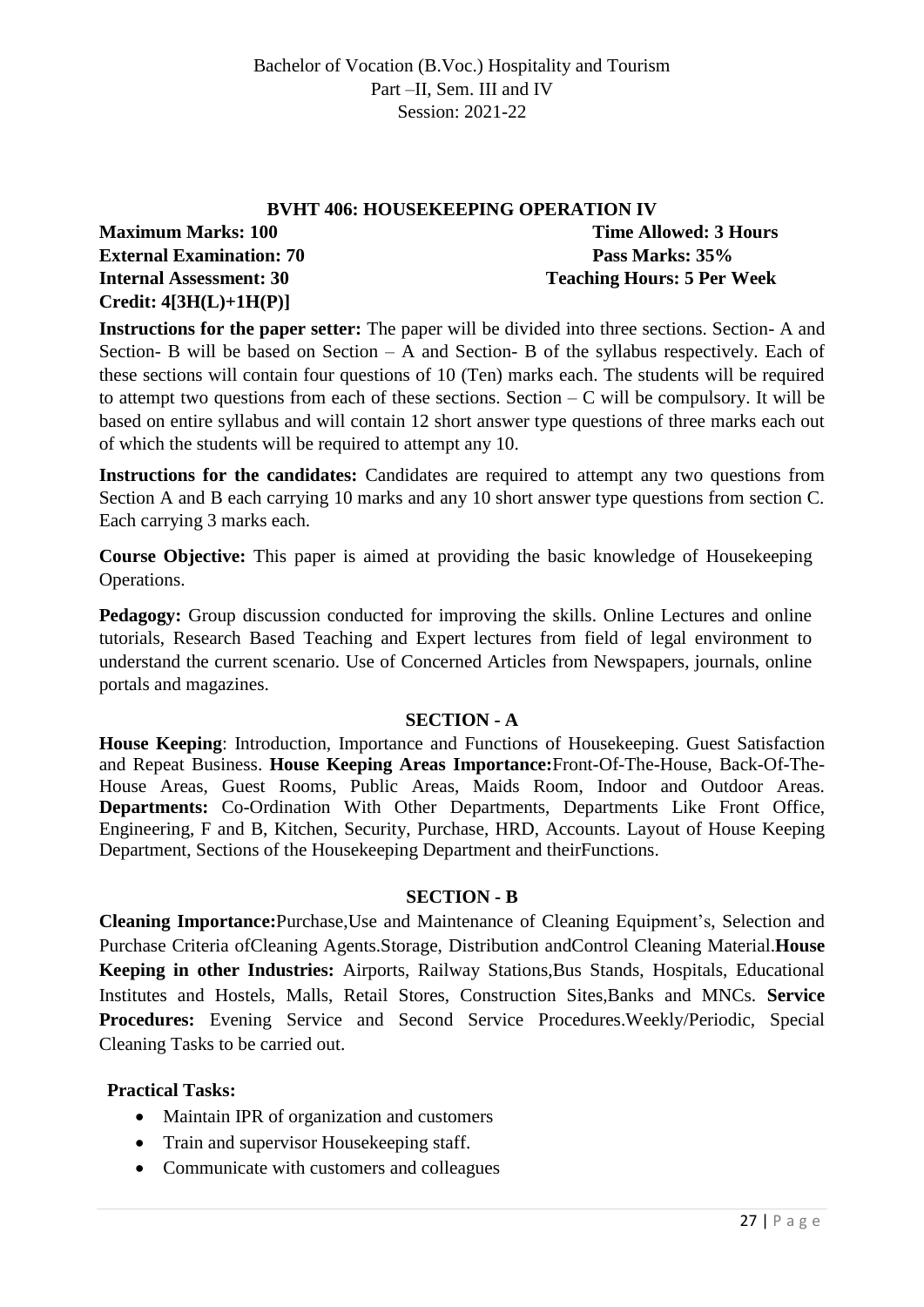Bachelor of Vocation (B.Voc.) Hospitality and Tourism
Part –II, Sem. III and IV
Session: 2021-22

## BVHT 406: HOUSEKEEPING OPERATION IV

**Maximum Marks: 100** **Time Allowed: 3 Hours**
**External Examination: 70** **Pass Marks: 35%**
**Internal Assessment: 30** **Teaching Hours: 5 Per Week**
**Credit: 4[3H(L)+1H(P)]**

**Instructions for the paper setter:** The paper will be divided into three sections. Section- A and Section- B will be based on Section – A and Section- B of the syllabus respectively. Each of these sections will contain four questions of 10 (Ten) marks each. The students will be required to attempt two questions from each of these sections. Section – C will be compulsory. It will be based on entire syllabus and will contain 12 short answer type questions of three marks each out of which the students will be required to attempt any 10.

**Instructions for the candidates:** Candidates are required to attempt any two questions from Section A and B each carrying 10 marks and any 10 short answer type questions from section C. Each carrying 3 marks each.

**Course Objective:** This paper is aimed at providing the basic knowledge of Housekeeping Operations.

**Pedagogy:** Group discussion conducted for improving the skills. Online Lectures and online tutorials, Research Based Teaching and Expert lectures from field of legal environment to understand the current scenario. Use of Concerned Articles from Newspapers, journals, online portals and magazines.

### SECTION - A

**House Keeping**: Introduction, Importance and Functions of Housekeeping. Guest Satisfaction and Repeat Business. **House Keeping Areas Importance:**Front-Of-The-House, Back-Of-The-House Areas, Guest Rooms, Public Areas, Maids Room, Indoor and Outdoor Areas. **Departments:** Co-Ordination With Other Departments, Departments Like Front Office, Engineering, F and B, Kitchen, Security, Purchase, HRD, Accounts. Layout of House Keeping Department, Sections of the Housekeeping Department and theirFunctions.

### SECTION - B

**Cleaning Importance:**Purchase,Use and Maintenance of Cleaning Equipment's, Selection and Purchase Criteria ofCleaning Agents.Storage, Distribution andControl Cleaning Material.**House Keeping in other Industries:** Airports, Railway Stations,Bus Stands, Hospitals, Educational Institutes and Hostels, Malls, Retail Stores, Construction Sites,Banks and MNCs. **Service Procedures:** Evening Service and Second Service Procedures.Weekly/Periodic, Special Cleaning Tasks to be carried out.

**Practical Tasks:**

- Maintain IPR of organization and customers
- Train and supervisor Housekeeping staff.
- Communicate with customers and colleagues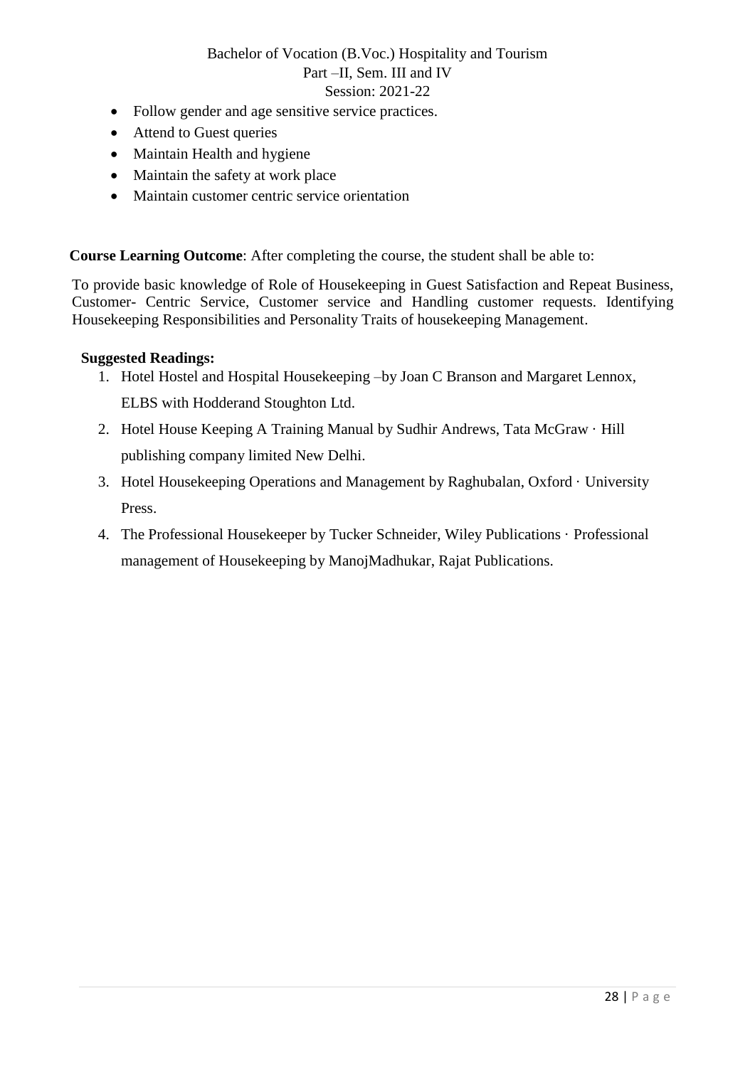- Follow gender and age sensitive service practices.
- Attend to Guest queries
- Maintain Health and hygiene
- Maintain the safety at work place
- Maintain customer centric service orientation

**Course Learning Outcome**: After completing the course, the student shall be able to:

To provide basic knowledge of Role of Housekeeping in Guest Satisfaction and Repeat Business, Customer- Centric Service, Customer service and Handling customer requests. Identifying Housekeeping Responsibilities and Personality Traits of housekeeping Management.

**Suggested Readings:**

1. Hotel Hostel and Hospital Housekeeping –by Joan C Branson and Margaret Lennox, ELBS with Hodderand Stoughton Ltd.
2. Hotel House Keeping A Training Manual by Sudhir Andrews, Tata McGraw · Hill publishing company limited New Delhi.
3. Hotel Housekeeping Operations and Management by Raghubalan, Oxford · University Press.
4. The Professional Housekeeper by Tucker Schneider, Wiley Publications · Professional management of Housekeeping by ManojMadhukar, Rajat Publications.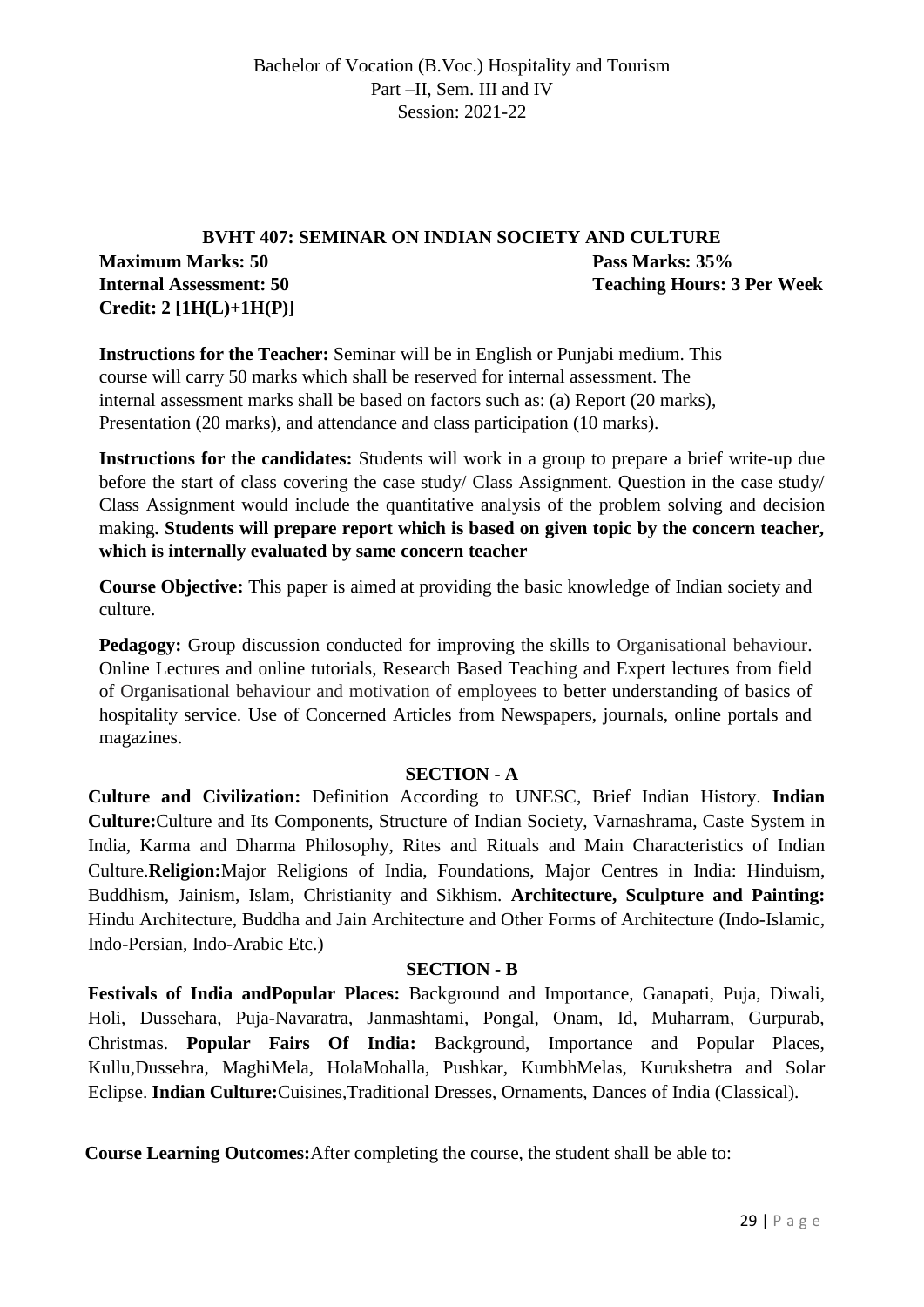Bachelor of Vocation (B.Voc.) Hospitality and Tourism
Part –II, Sem. III and IV
Session: 2021-22

## BVHT 407: SEMINAR ON INDIAN SOCIETY AND CULTURE

**Maximum Marks: 50** | **Pass Marks: 35%**
**Internal Assessment: 50** | **Teaching Hours: 3 Per Week**
**Credit: 2 [1H(L)+1H(P)]**

**Instructions for the Teacher:** Seminar will be in English or Punjabi medium. This course will carry 50 marks which shall be reserved for internal assessment. The internal assessment marks shall be based on factors such as: (a) Report (20 marks), Presentation (20 marks), and attendance and class participation (10 marks).

**Instructions for the candidates:** Students will work in a group to prepare a brief write-up due before the start of class covering the case study/ Class Assignment. Question in the case study/ Class Assignment would include the quantitative analysis of the problem solving and decision making**. Students will prepare report which is based on given topic by the concern teacher, which is internally evaluated by same concern teacher**

**Course Objective:** This paper is aimed at providing the basic knowledge of Indian society and culture.

**Pedagogy:** Group discussion conducted for improving the skills to Organisational behaviour. Online Lectures and online tutorials, Research Based Teaching and Expert lectures from field of Organisational behaviour and motivation of employees to better understanding of basics of hospitality service. Use of Concerned Articles from Newspapers, journals, online portals and magazines.

### SECTION - A

**Culture and Civilization:** Definition According to UNESC, Brief Indian History. **Indian Culture:**Culture and Its Components, Structure of Indian Society, Varnashrama, Caste System in India, Karma and Dharma Philosophy, Rites and Rituals and Main Characteristics of Indian Culture.**Religion:**Major Religions of India, Foundations, Major Centres in India: Hinduism, Buddhism, Jainism, Islam, Christianity and Sikhism. **Architecture, Sculpture and Painting:** Hindu Architecture, Buddha and Jain Architecture and Other Forms of Architecture (Indo-Islamic, Indo-Persian, Indo-Arabic Etc.)

### SECTION - B

**Festivals of India andPopular Places:** Background and Importance, Ganapati, Puja, Diwali, Holi, Dussehara, Puja-Navaratra, Janmashtami, Pongal, Onam, Id, Muharram, Gurpurab, Christmas. **Popular Fairs Of India:** Background, Importance and Popular Places, Kullu,Dussehra, MaghiMela, HolaMohalla, Pushkar, KumbhMelas, Kurukshetra and Solar Eclipse. **Indian Culture:**Cuisines,Traditional Dresses, Ornaments, Dances of India (Classical).

**Course Learning Outcomes:**After completing the course, the student shall be able to: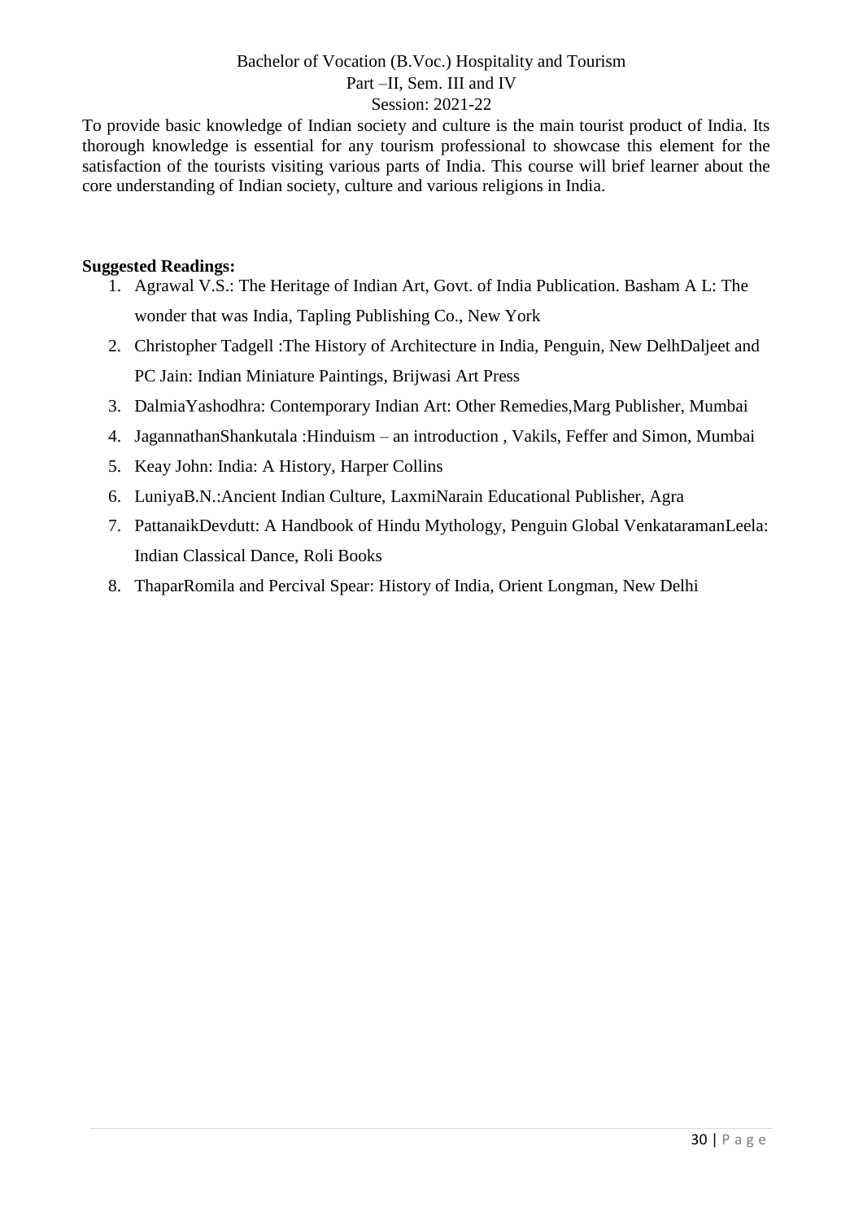To provide basic knowledge of Indian society and culture is the main tourist product of India. Its thorough knowledge is essential for any tourism professional to showcase this element for the satisfaction of the tourists visiting various parts of India. This course will brief learner about the core understanding of Indian society, culture and various religions in India.

**Suggested Readings:**

1. Agrawal V.S.: The Heritage of Indian Art, Govt. of India Publication. Basham A L: The wonder that was India, Tapling Publishing Co., New York
2. Christopher Tadgell :The History of Architecture in India, Penguin, New DelhDaljeet and PC Jain: Indian Miniature Paintings, Brijwasi Art Press
3. DalmiaYashodhra: Contemporary Indian Art: Other Remedies,Marg Publisher, Mumbai
4. JagannathanShankutala :Hinduism – an introduction , Vakils, Feffer and Simon, Mumbai
5. Keay John: India: A History, Harper Collins
6. LuniyaB.N.:Ancient Indian Culture, LaxmiNarain Educational Publisher, Agra
7. PattanaikDevdutt: A Handbook of Hindu Mythology, Penguin Global VenkataramanLeela: Indian Classical Dance, Roli Books
8. ThaparRomila and Percival Spear: History of India, Orient Longman, New Delhi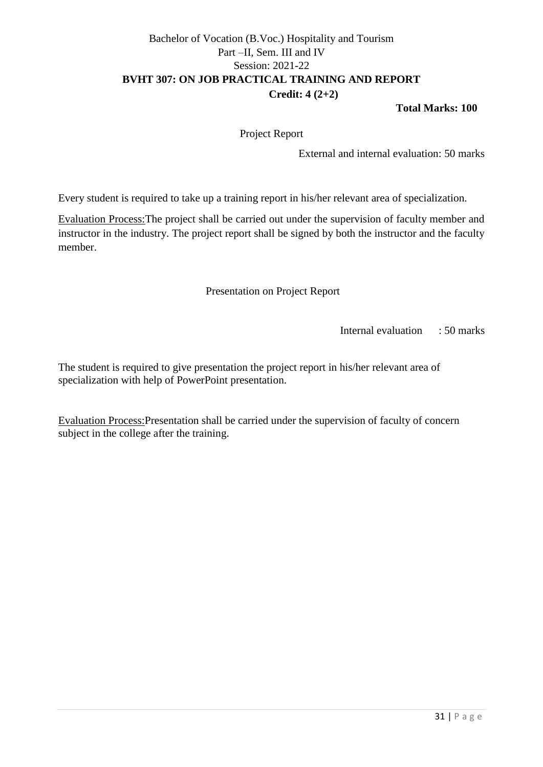Bachelor of Vocation (B.Voc.) Hospitality and Tourism

Part –II, Sem. III and IV

Session: 2021-22

**BVHT 307: ON JOB PRACTICAL TRAINING AND REPORT**

**Credit: 4 (2+2)**

**Total Marks: 100**

Project Report

External and internal evaluation: 50 marks

Every student is required to take up a training report in his/her relevant area of specialization.

Evaluation Process:The project shall be carried out under the supervision of faculty member and instructor in the industry. The project report shall be signed by both the instructor and the faculty member.

Presentation on Project Report

Internal evaluation : 50 marks

The student is required to give presentation the project report in his/her relevant area of specialization with help of PowerPoint presentation.

Evaluation Process:Presentation shall be carried under the supervision of faculty of concern subject in the college after the training.